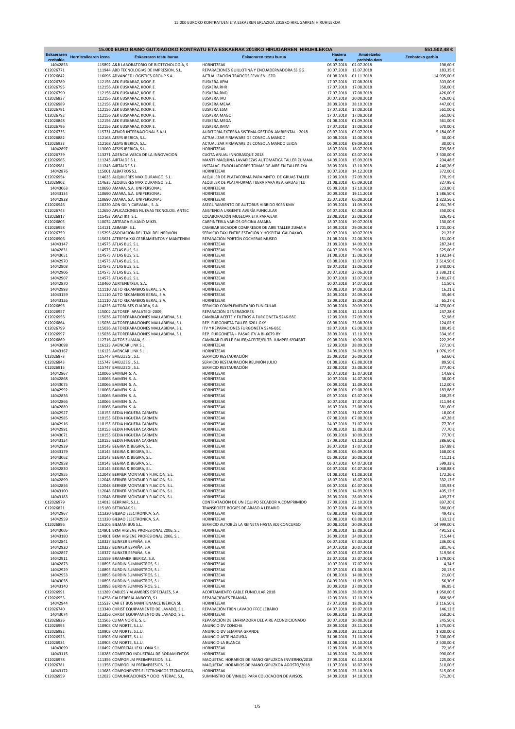# 15.000 EUROKO KONTRATUEN ETA ESKAERAK 2018KO HIRUGARREN HIRUHILEKOA

| 15.000 EURO BAINO GUTXIAGOKO KONTRATU ETA ESKAERAK 2018KO HIRUGARREN HIRUHILEKOA | | | | | | 551.502,48 € |
|---|---|---|---|---|---|---|
| Eskaeraren zenbakia | Hornitzailearen izena | Eskaeraren testu burua | Eskaeraren testu burua | Hasiera data | Amaietzeko prebisio data | Zenbateko garbia |
| 14042853 | 115892 A&B LABORATORIO DE BIOTECNOLOGÍA, S | | HORNITZEAK | 06.07.2018 | 02.07.2018 | 198,60 € |
| C12026771 | 111944 ABD TECNOLOGIAS DE IMPRESION, S.L. | | REPARACIONES GUILLOTINA Y ENCUADERNADORA SS.GG. | 10.07.2018 | 13.07.2018 | 183,35 € |
| C12026842 | 116096 ADVANCED LOGISTICS GROUP S.A. | | ACTUALIZACIÓN TRÁFICOS FFVV EN LEZO | 01.08.2018 | 01.11.2018 | 14.995,00 € |
| C12026789 | 112156 AEK EUSKARAZ, KOOP.E. | | EUSKERA JIPM | 17.07.2018 | 17.08.2018 | 303,00 € |
| C12026795 | 112156 AEK EUSKARAZ, KOOP.E. | | EUSKERA RHR | 17.07.2018 | 17.08.2018 | 358,00 € |
| C12026790 | 112156 AEK EUSKARAZ, KOOP.E. | | EUSKERA RND | 17.07.2018 | 17.08.2018 | 426,00 € |
| C12026827 | 112156 AEK EUSKARAZ, KOOP.E. | | EUSKERA IAU | 20.07.2018 | 20.08.2018 | 426,00 € |
| C12026989 | 112156 AEK EUSKARAZ, KOOP.E. | | EUSKERA MEAA | 28.09.2018 | 28.10.2018 | 447,00 € |
| C12026791 | 112156 AEK EUSKARAZ, KOOP.E. | | EUSKERA ESM | 17.07.2018 | 17.08.2018 | 561,00 € |
| C12026792 | 112156 AEK EUSKARAZ, KOOP.E. | | EUSKERA MAGC | 17.07.2018 | 17.08.2018 | 561,00 € |
| C12026848 | 112156 AEK EUSKARAZ, KOOP.E. | | EUSKERA MEGA | 01.08.2018 | 01.09.2018 | 561,00 € |
| C12026796 | 112156 AEK EUSKARAZ, KOOP.E. | | EUSKERA JMIM | 17.07.2018 | 17.08.2018 | 670,00 € |
| C12026735 | 115731 AENOR INTERNACIONAL S.A.U | | AUDITORIA EXTERNA SISTEMA GESTIÓN AMBIENTAL - 2018 | 03.07.2018 | 03.07.2018 | 5.184,00 € |
| C12026882 | 112168 AESYS IBERICA, S.L. | | ACTUALIZAR FIRMWARE DE CONSOLA MANDO | 10.08.2018 | 12.08.2018 | 30,00 € |
| C12026933 | 112168 AESYS IBERICA, S.L. | | ACTUALIZAR FIRMWARE DE CONSOLA MANDO LEIOA | 06.09.2018 | 09.09.2018 | 30,00 € |
| 14042897 | 113060 AESYS IBERICA, S.L. | | HORNITZEAK | 18.07.2018 | 18.07.2018 | 709,58 € |
| C12026739 | 113271 AGENCIA VASCA DE LA INNOVACION | | CUOTA ANUAL INNOBASQUE 2018 | 04.07.2018 | 05.07.2018 | 3.500,00 € |
| C12026965 | 111245 AIRTALDE S.L. | | MANTº MAQUINA LAVAPIEZAS AUTOMATICA TALLER ZUMAIA | 14.09.2018 | 15.09.2018 | 204,48 € |
| C12026981 | 111245 AIRTALDE S.L. | | INSTALAC. ENROLLADORES TOMAS DE AIRE EN TALLER ZYA | 28.09.2018 | 13.10.2018 | 4.240,26 € |
| 14042876 | 115001 ALBATROS S.L | | HORNITZEAK | 10.07.2018 | 14.12.2018 | 372,00 € |
| C12026954 | 114635 ALQUILERES MAX DURANGO, S.L. | | ALQUILER DE PLATAFORMA PARA MNTO. DE GRUAS TALLER | 12.09.2018 | 27.09.2018 | 170,19 € |
| C12026902 | 114635 ALQUILERES MAX DURANGO, S.L. | | ALQUILER DE PLATAFORMA TIJERA PARA REV. GRUAS TLU | 21.08.2018 | 05.09.2018 | 327,95 € |
| 14043063 | 110690 AMARA, S.A. UNIPERSONAL | | HORNITZEAK | 05.09.2018 | 17.10.2018 | 223,80 € |
| 14043134 | 110690 AMARA, S.A. UNIPERSONAL | | HORNITZEAK | 20.09.2018 | 19.11.2018 | 1.586,50 € |
| 14042928 | 110690 AMARA, S.A. UNIPERSONAL | | HORNITZEAK | 25.07.2018 | 06.08.2018 | 1.823,56 € |
| C12026946 | 110220 AON GIL Y CARVAJAL, S. A. | | ASEGURAMIENTO DE AUTOBUS HIBRIDO 9053 KMV | 10.09.2018 | 11.09.2018 | 4.031,76 € |
| C12026743 | 112650 APLICACIONES NUEVAS TECNOLOG. ANTEC | | ASISTENCIA URGENTE AVERÍA FUNICULAR | 04.07.2018 | 04.08.2018 | 350,00 € |
| C12026917 | 115453 ARAZI IKT, S.L. | | COLABORACIÓN MUSEOAK ETA PARAJEAK | 22.08.2018 | 23.08.2018 | 826,45 € |
| C12026805 | 110074 ARTEAGA ELKANO MIKEL | | CARPINTERIA VARIOS OFICINA AMARA | 18.07.2018 | 19.07.2018 | 130,00 € |
| C12026958 | 114121 ASIMAIR, S.L. | | CAMBIAR SECADOR COMPRESOR DE AIRE TALLER ZUMAIA | 14.09.2018 | 29.09.2018 | 1.701,00 € |
| C12026759 | 115295 ASOCIACIÓN DEL TAXI DEL NERVION | | SERVICIO TAXI ENTRE ESTACIÓN Y HOSPITAL GALDAKAO | 09.07.2018 | 10.07.2018 | 21,22 € |
| C12026906 | 115621 ATERPEA XXI CERRAMIENTOS Y MANTENIM | | REPARACIÓN PORTÓN COCHERAS MUSEO | 21.08.2018 | 22.08.2018 | 151,00 € |
| 14043147 | 114575 ATLAS BUS, S.L. | | HORNITZEAK | 21.09.2018 | 14.09.2018 | 287,24 € |
| 14042831 | 114575 ATLAS BUS, S.L. | | HORNITZEAK | 04.07.2018 | 29.06.2018 | 525,00 € |
| 14043051 | 114575 ATLAS BUS, S.L. | | HORNITZEAK | 31.08.2018 | 15.08.2018 | 1.192,34 € |
| 14042970 | 114575 ATLAS BUS, S.L. | | HORNITZEAK | 03.08.2018 | 13.07.2018 | 2.614,50 € |
| 14042903 | 114575 ATLAS BUS, S.L. | | HORNITZEAK | 19.07.2018 | 13.06.2018 | 2.840,00 € |
| 14042906 | 114575 ATLAS BUS, S.L. | | HORNITZEAK | 20.07.2018 | 27.06.2018 | 3.338,21 € |
| 14042907 | 114575 ATLAS BUS, S.L. | | HORNITZEAK | 20.07.2018 | 13.07.2018 | 3.481,67 € |
| 14042870 | 110460 AURTENETXEA, S.A. | | HORNITZEAK | 10.07.2018 | 14.07.2018 | 11,50 € |
| 14042993 | 111110 AUTO RECAMBIOS BERAL, S.A. | | HORNITZEAK | 09.08.2018 | 14.08.2018 | 16,21 € |
| 14043159 | 111110 AUTO RECAMBIOS BERAL, S.A. | | HORNITZEAK | 24.09.2018 | 24.09.2018 | 35,46 € |
| 14043126 | 111110 AUTO RECAMBIOS BERAL, S.A. | | HORNITZEAK | 18.09.2018 | 18.09.2018 | 65,27 € |
| C12026895 | 114225 AUTOBUSES CUADRA, S.A | | SERVICIO COMPLEMENTARIO FUNICULAR | 20.08.2018 | 20.09.2018 | 14.670,00 € |
| C12026957 | 115002 AUTOREP. APALATEGI-2009, | | REPARACIÓN GENERADORES | 12.09.2018 | 12.10.2018 | 237,28 € |
| C12026956 | 115036 AUTOREPARACIONES MALLABIENA, S.L. | | CAMBIAR ACEITE Y FILTROS A FURGONETA 5246-BSC | 12.09.2018 | 27.09.2018 | 52,98 € |
| C12026864 | 115036 AUTOREPARACIONES MALLABIENA, S.L. | | REP. FURGONETA TALLER 6201-GKY | 08.08.2018 | 23.08.2018 | 124,02 € |
| C12026799 | 115036 AUTOREPARACIONES MALLABIENA, S.L. | | ITV Y REPARACIONES FURGONETA 5246-BSC | 18.07.2018 | 02.08.2018 | 180,45 € |
| C12026997 | 115036 AUTOREPARACIONES MALLABIENA, S.L. | | REP. FURGONETA + PASAR ITV A BI-6679-BY | 28.09.2018 | 13.10.2018 | 334,16 € |
| C12026869 | 112716 AUTOS ZUMAIA, S.L. | | CAMBIAR FUELLE PALIER/ACEITE/FILTR. JUMPER 6934BRT | 09.08.2018 | 10.08.2018 | 222,29 € |
| 14043098 | 116123 AVENCAR LINK S.L. | | HORNITZEAK | 12.09.2018 | 28.09.2018 | 727,10 € |
| 14043167 | 116123 AVENCAR LINK S.L. | | HORNITZEAK | 24.09.2018 | 24.09.2018 | 1.076,19 € |
| C12026973 | 115747 BAIELIZEGI, S.L. | | SERVICIO RESTAURACIÓN | 25.09.2018 | 26.09.2018 | 63,60 € |
| C12026843 | 115747 BAIELIZEGI, S.L. | | SERVICIO RESTAURACIÓN REUNIÓN JULIO | 01.08.2018 | 02.08.2018 | 89,50 € |
| C12026915 | 115747 BAIELIZEGI, S.L. | | SERVICIO RESTAURACIÓN | 22.08.2018 | 23.08.2018 | 377,40 € |
| 14042867 | 110066 BAIMEN S. A. | | HORNITZEAK | 10.07.2018 | 13.07.2018 | 14,68 € |
| 14042868 | 110066 BAIMEN S. A. | | HORNITZEAK | 10.07.2018 | 14.07.2018 | 38,00 € |
| 14043075 | 110066 BAIMEN S. A. | | HORNITZEAK | 06.09.2018 | 12.09.2018 | 112,00 € |
| 14042992 | 110066 BAIMEN S. A. | | HORNITZEAK | 09.08.2018 | 09.08.2018 | 183,88 € |
| 14042836 | 110066 BAIMEN S. A. | | HORNITZEAK | 05.07.2018 | 05.07.2018 | 268,25 € |
| 14042866 | 110066 BAIMEN S. A. | | HORNITZEAK | 10.07.2018 | 17.07.2018 | 311,94 € |
| 14042889 | 110066 BAIMEN S. A. | | HORNITZEAK | 16.07.2018 | 23.08.2018 | 381,60 € |
| 14042927 | 110155 BEDIA HIGUERA CARMEN | | HORNITZEAK | 25.07.2018 | 31.07.2018 | 18,00 € |
| 14042985 | 110155 BEDIA HIGUERA CARMEN | | HORNITZEAK | 07.08.2018 | 07.08.2018 | 47,28 € |
| 14042916 | 110155 BEDIA HIGUERA CARMEN | | HORNITZEAK | 24.07.2018 | 31.07.2018 | 77,70 € |
| 14042991 | 110155 BEDIA HIGUERA CARMEN | | HORNITZEAK | 09.08.2018 | 13.08.2018 | 77,70 € |
| 14043071 | 110155 BEDIA HIGUERA CARMEN | | HORNITZEAK | 06.09.2018 | 10.09.2018 | 77,70 € |
| 14043124 | 110155 BEDIA HIGUERA CARMEN | | HORNITZEAK | 17.09.2018 | 01.10.2018 | 386,60 € |
| 14042939 | 110143 BEGIRA & BEGIRA, S.L. | | HORNITZEAK | 26.07.2018 | 17.07.2018 | 167,88 € |
| 14043179 | 110143 BEGIRA & BEGIRA, S.L. | | HORNITZEAK | 26.09.2018 | 06.09.2018 | 168,00 € |
| 14043062 | 110143 BEGIRA & BEGIRA, S.L. | | HORNITZEAK | 05.09.2018 | 30.08.2018 | 411,21 € |
| 14042858 | 110143 BEGIRA & BEGIRA, S.L. | | HORNITZEAK | 06.07.2018 | 04.07.2018 | 599,33 € |
| 14042830 | 110143 BEGIRA & BEGIRA, S.L. | | HORNITZEAK | 04.07.2018 | 04.07.2018 | 1.048,88 € |
| 14042955 | 112048 BERNER MONTAJE Y FIJACION, S.L. | | HORNITZEAK | 01.08.2018 | 01.08.2018 | 172,26 € |
| 14042899 | 112048 BERNER MONTAJE Y FIJACION, S.L. | | HORNITZEAK | 18.07.2018 | 18.07.2018 | 332,12 € |
| 14042856 | 112048 BERNER MONTAJE Y FIJACION, S.L. | | HORNITZEAK | 06.07.2018 | 04.07.2018 | 335,93 € |
| 14043100 | 112048 BERNER MONTAJE Y FIJACION, S.L. | | HORNITZEAK | 12.09.2018 | 14.09.2018 | 405,12 € |
| 14043183 | 112048 BERNER MONTAJE Y FIJACION, S.L. | | HORNITZEAK | 26.09.2018 | 28.09.2018 | 409,27 € |
| C12026979 | 114013 BERRIAIR, S.L.L. | | CONTRATACIÓN DE UN EQUIPO SECADOR A.COMPRIMIDO | 27.09.2018 | 27.10.2018 | 837,20 € |
| C12026821 | 115180 BETIKOAK.S.L. | | TRANSPORTE BOGIES DE ARASO A LEBARIO | 20.07.2018 | 04.08.2018 | 380,00 € |
| 14042967 | 111320 BILBAO ELECTRONICA, S.A. | | HORNITZEAK | 03.08.2018 | 08.08.2018 | 49,43 € |
| 14042959 | 111320 BILBAO ELECTRONICA, S.A. | | HORNITZEAK | 02.08.2018 | 08.08.2018 | 133,12 € |
| C12026896 | 116106 BILMAN BUS S.L. | | SERVICIO AUTOBÚS LA REINETA HASTA ADJ CONCURSO | 20.08.2018 | 20.09.2018 | 14.999,00 € |
| 14043005 | 114801 BKM HIGIENE PROFESIONAL 2006, S.L. | | HORNITZEAK | 14.08.2018 | 13.08.2018 | 491,52 € |
| 14043180 | 114801 BKM HIGIENE PROFESIONAL 2006, S.L. | | HORNITZEAK | 26.09.2018 | 24.09.2018 | 715,44 € |
| 14042841 | 110327 BLINKER ESPAÑA, S.A. | | HORNITZEAK | 06.07.2018 | 07.03.2018 | 236,00 € |
| 14042920 | 110327 BLINKER ESPAÑA, S.A. | | HORNITZEAK | 24.07.2018 | 20.07.2018 | 281,76 € |
| 14042857 | 110327 BLINKER ESPAÑA, S.A. | | HORNITZEAK | 06.07.2018 | 03.07.2018 | 319,56 € |
| 14042911 | 115559 BRAMMER IBERICA, S.A. | | HORNITZEAK | 23.07.2018 | 23.07.2018 | 1.379,00 € |
| 14042873 | 110895 BURDIN SUMINISTROS, S.L. | | HORNITZEAK | 10.07.2018 | 17.07.2018 | 4,34 € |
| 14042929 | 110895 BURDIN SUMINISTROS, S.L. | | HORNITZEAK | 25.07.2018 | 01.08.2018 | 20,13 € |
| 14042953 | 110895 BURDIN SUMINISTROS, S.L. | | HORNITZEAK | 01.08.2018 | 14.08.2018 | 21,60 € |
| 14043058 | 110895 BURDIN SUMINISTROS, S.L. | | HORNITZEAK | 04.09.2018 | 11.09.2018 | 56,30 € |
| 14043140 | 110895 BURDIN SUMINISTROS, S.L. | | HORNITZEAK | 20.09.2018 | 27.09.2018 | 86,85 € |
| C12026991 | 111289 CABLES Y ALAMBRES ESPECIALES, S.A. | | ACORTAMIENTO CABLE FUNICULAR 2018 | 28.09.2018 | 28.09.2019 | 1.950,00 € |
| C12026953 | 114258 CALDERERIA ANBOTO, S.L. | | REPARACIONES TRANVÍA | 12.09.2018 | 12.10.2018 | 868,98 € |
| 14042944 | 115537 CAR ET BUS MAINTENANCE IBÉRICA SL | | HORNITZEAK | 27.07.2018 | 18.06.2018 | 3.116,50 € |
| C12026740 | 113340 CHRIST EQUIPAMIENTO DE LAVADO, S.L. | | REPARACIÓN TREN LAVADO FFCC LEBARIO | 04.07.2018 | 19.07.2018 | 146,12 € |
| 14043074 | 113356 CHRIST EQUIPAMIENTO DE LAVADO, S.L. | | HORNITZEAK | 06.09.2018 | 13.09.2018 | 350,20 € |
| C12026826 | 111565 CLIMA NORTE, S. L. | | REPARACIÓN DE ENFRIADORA DEL AIRE ACONDICIONADO | 20.07.2018 | 20.08.2018 | 245,50 € |
| C12026993 | 110903 CM NORTE, S.L.U. | | ANUNCIO DV CONCHA | 28.09.2018 | 28.11.2018 | 1.575,00 € |
| C12026992 | 110903 CM NORTE, S.L.U. | | ANUNCIO DV SEMANA GRANDE | 28.09.2018 | 28.11.2018 | 1.800,00 € |
| C12026923 | 110903 CM NORTE, S.L.U. | | ANUNCIO ASTE NAGUSIA | 31.08.2018 | 31.10.2018 | 2.500,00 € |
| C12026924 | 110903 CM NORTE, S.L.U. | | ANUNCIO LA BLANCA | 31.08.2018 | 31.10.2018 | 2.500,00 € |
| 14043099 | 110492 COMERCIAL LEKU-ONA S.L. | | HORNITZEAK | 12.09.2018 | 16.08.2018 | 72,16 € |
| 14043115 | 110285 COMERCIO INDUSTRIAL DE RODAMIENTOS | | HORNITZEAK | 14.09.2018 | 24.09.2018 | 990,00 € |
| C12026978 | 111356 COMPOFILM PREIMPRESION, S.L. | | MAQUETAC. HORARIOS DE MANO GIPUZKOA INVIERNO/2018 | 27.09.2018 | 04.10.2018 | 225,00 € |
| C12026781 | 111356 COMPOFILM PREIMPRESION, S.L. | | MAQUETAC. HORARIOS DE MANO GIPUZKOA AGOSTO/2018 | 11.07.2018 | 18.07.2018 | 310,00 € |
| 14043172 | 113685 COMPONENTES ELECTRONICOS TECNOMEGA, | | HORNITZEAK | 25.09.2018 | 25.10.2018 | 515,00 € |
| C12026959 | 112023 COMUNICACIONES Y OCIO INTERAC, S.L. | | SUMINISTRO DE VINILOS PARA COLOCACION DE AVISOS. | 14.09.2018 | 14.10.2018 | 571,20 € |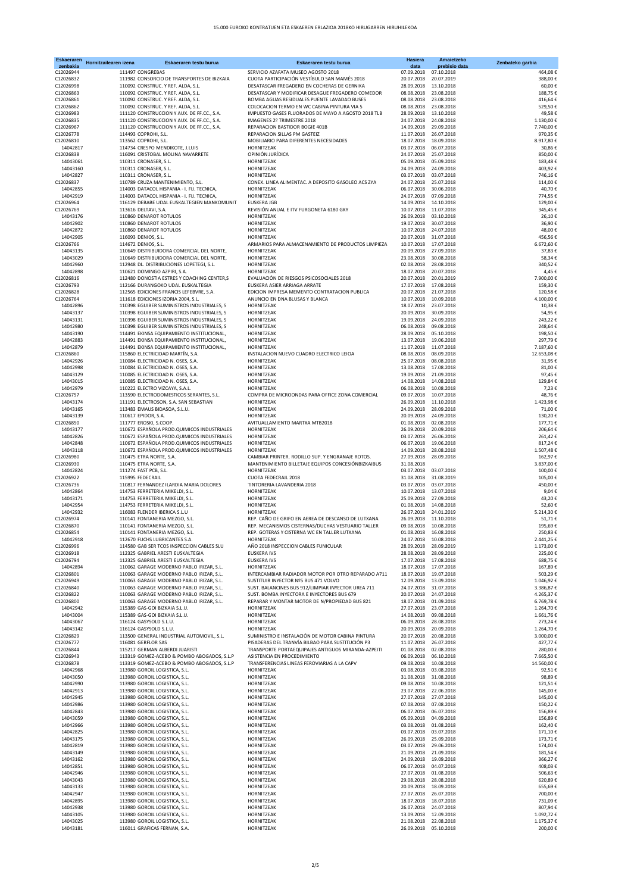# 15.000 EUROKO KONTRATUEN ETA ESKAEREN ERLAZIOA 2018KO HIRUGARREN HIRUHILEKOA

| Eskaeraren zenbakia | Hornitzailearen izena | Eskaeraren testu burua | Eskaeraren testu burua | Hasiera data | Amaietzeko prebisio data | Zenbateko garbia |
|---|---|---|---|---|---|---|
| C12026944 | 111497 CONGREBAS | SERVICIO AZAFATA MUSEO AGOSTO 2018 | | 07.09.2018 | 07.10.2018 | 464,08 € |
| C12026832 | 111982 CONSORCIO DE TRANSPORTES DE BIZKAIA | CUOTA PARTICIPACIÓN VESTÍBULO SAN MAMÉS 2018 | | 20.07.2018 | 20.07.2019 | 388,00 € |
| C12026998 | 110092 CONSTRUC. Y REF. ALDA, S.L. | DESATASCAR FREGADERO EN COCHERAS DE GERNIKA | | 28.09.2018 | 13.10.2018 | 60,00 € |
| C12026863 | 110092 CONSTRUC. Y REF. ALDA, S.L. | DESATASCAR Y MODIFICAR DESAGUE FREGADERO COMEDOR | | 08.08.2018 | 23.08.2018 | 188,75 € |
| C12026861 | 110092 CONSTRUC. Y REF. ALDA, S.L. | BOMBA AGUAS RESIDUALES PUENTE LAVADAO BUSES | | 08.08.2018 | 23.08.2018 | 416,64 € |
| C12026862 | 110092 CONSTRUC. Y REF. ALDA, S.L. | COLOCACION TERMO EN WC CABINA PINTURA VIA 5 | | 08.08.2018 | 23.08.2018 | 529,50 € |
| C12026983 | 111120 CONSTRUCCION Y AUX. DE FF.CC., S.A. | IMPUESTO GASES FLUORADOS DE MAYO A AGOSTO 2018 TLB | | 28.09.2018 | 13.10.2018 | 49,58 € |
| C12026835 | 111120 CONSTRUCCION Y AUX. DE FF.CC., S.A. | IMAGENES 2º TRIMESTRE 2018 | | 24.07.2018 | 24.08.2018 | 1.130,00 € |
| C12026967 | 111120 CONSTRUCCION Y AUX. DE FF.CC., S.A. | REPARACION BASTIDOR BOGIE 401B | | 14.09.2018 | 29.09.2018 | 7.740,00 € |
| C12026778 | 114493 COPROHI, S.L. | REPARACION SILLAS PM GASTEIZ | | 11.07.2018 | 26.07.2018 | 970,35 € |
| C12026810 | 113562 COPROHI, S.L. | MOBILIARIO PARA DIFERENTES NECESIDADES | | 18.07.2018 | 18.09.2018 | 8.917,80 € |
| 14042817 | 114734 CRESPO MENDIKOTE, J.LUIS | HORNITZEAK | | 03.07.2018 | 06.07.2018 | 30,86 € |
| C12026838 | 116091 CRISTOBAL MOLINA NAVARRETE | OPINIÓN JURÍDICA | | 24.07.2018 | 25.07.2018 | 850,00 € |
| 14043061 | 110311 CRONASER, S.L. | HORNITZEAK | | 05.09.2018 | 05.09.2018 | 183,48 € |
| 14043160 | 110311 CRONASER, S.L. | HORNITZEAK | | 24.09.2018 | 24.09.2018 | 403,92 € |
| 14042827 | 110311 CRONASER, S.L. | HORNITZEAK | | 03.07.2018 | 03.07.2018 | 746,16 € |
| C12026837 | 110789 CRUZA MANTENIMIENTO, S.L. | CONEX. LINEA ALIMENTAC. A DEPOSITO GASOLEO ACS ZYA | | 24.07.2018 | 25.07.2018 | 114,00 € |
| 14042855 | 114003 DATACOL HISPANIA - I. FIJ. TECNICA, | HORNITZEAK | | 06.07.2018 | 30.06.2018 | 40,70 € |
| 14042919 | 114003 DATACOL HISPANIA - I. FIJ. TECNICA, | HORNITZEAK | | 24.07.2018 | 07.09.2018 | 774,55 € |
| C12026964 | 116129 DEBABE UDAL EUSKALTEGIEN MANKOMUNIT | EUSKERA JGB | | 14.09.2018 | 14.10.2018 | 129,00 € |
| C12026769 | 113616 DELTAVI, S.A. | REVISIÓN ANUAL E ITV FURGONETA 6180 GKY | | 10.07.2018 | 11.07.2018 | 345,45 € |
| 14043176 | 110860 DENAROT ROTULOS | HORNITZEAK | | 26.09.2018 | 03.10.2018 | 26,10 € |
| 14042902 | 110860 DENAROT ROTULOS | HORNITZEAK | | 19.07.2018 | 30.07.2018 | 36,90 € |
| 14042872 | 110860 DENAROT ROTULOS | HORNITZEAK | | 10.07.2018 | 24.07.2018 | 48,00 € |
| 14042905 | 116093 DENIOS, S.L. | HORNITZEAK | | 20.07.2018 | 31.07.2018 | 456,56 € |
| C12026766 | 114672 DENIOS, S.L. | ARMARIOS PARA ALMACENAMIENTO DE PRODUCTOS LIMPIEZA | | 10.07.2018 | 17.07.2018 | 6.672,60 € |
| 14043135 | 110649 DISTRIBUIDORA COMERCIAL DEL NORTE, | HORNITZEAK | | 20.09.2018 | 27.09.2018 | 37,83 € |
| 14043029 | 110649 DISTRIBUIDORA COMERCIAL DEL NORTE, | HORNITZEAK | | 23.08.2018 | 30.08.2018 | 58,34 € |
| 14042960 | 112948 DL. DISTRIBUCIONES LOPETEGI, S.L. | HORNITZEAK | | 02.08.2018 | 28.08.2018 | 340,52 € |
| 14042898 | 110621 DOMINGO AZPIRI, S.A. | HORNITZEAK | | 18.07.2018 | 20.07.2018 | 4,45 € |
| C12026816 | 112480 DONOSTIA ESTRES Y COACHING CENTER,S | EVALUACIÓN DE RIESGOS PSICOSOCIALES 2018 | | 20.07.2018 | 20.01.2019 | 7.900,00 € |
| C12026793 | 112166 DURANGOKO UDAL EUSKALTEGIA | EUSKERA ASIER ARRIAGA ARRATE | | 17.07.2018 | 17.08.2018 | 159,30 € |
| C12026828 | 112565 EDICIONES FRANCIS LEFEBVRE, S.A. | EDICION IMPRESA MEMENTO CONTRATACION PUBLICA | | 20.07.2018 | 21.07.2018 | 120,58 € |
| C12026764 | 111618 EDICIONES IZORIA 2004, S.L. | ANUNCIO EN DNA BLUSAS Y BLANCA | | 10.07.2018 | 10.09.2018 | 4.100,00 € |
| 14042896 | 110398 EGUIBER SUMINISTROS INDUSTRIALES, S | HORNITZEAK | | 18.07.2018 | 23.07.2018 | 10,38 € |
| 14043137 | 110398 EGUIBER SUMINISTROS INDUSTRIALES, S | HORNITZEAK | | 20.09.2018 | 30.09.2018 | 54,95 € |
| 14043131 | 110398 EGUIBER SUMINISTROS INDUSTRIALES, S | HORNITZEAK | | 19.09.2018 | 24.09.2018 | 243,22 € |
| 14042980 | 110398 EGUIBER SUMINISTROS INDUSTRIALES, S | HORNITZEAK | | 06.08.2018 | 09.08.2018 | 248,64 € |
| 14043190 | 114491 EKINSA EQUIPAMIENTO INSTITUCIONAL, | HORNITZEAK | | 28.09.2018 | 05.10.2018 | 198,50 € |
| 14042883 | 114491 EKINSA EQUIPAMIENTO INSTITUCIONAL, | HORNITZEAK | | 13.07.2018 | 19.06.2018 | 297,79 € |
| 14042879 | 114491 EKINSA EQUIPAMIENTO INSTITUCIONAL, | HORNITZEAK | | 11.07.2018 | 11.07.2018 | 7.187,60 € |
| C12026860 | 115860 ELECTRICIDAD MARTÍN, S.A. | INSTALACION NUEVO CUADRO ELECTRICO LEIOA | | 08.08.2018 | 08.09.2018 | 12.653,08 € |
| 14042926 | 110084 ELECTRICIDAD N. OSES, S.A. | HORNITZEAK | | 25.07.2018 | 08.08.2018 | 31,95 € |
| 14042998 | 110084 ELECTRICIDAD N. OSES, S.A. | HORNITZEAK | | 13.08.2018 | 17.08.2018 | 81,00 € |
| 14043129 | 110085 ELECTRICIDAD N. OSES, S.A. | HORNITZEAK | | 19.09.2018 | 21.09.2018 | 97,45 € |
| 14043015 | 110085 ELECTRICIDAD N. OSES, S.A. | HORNITZEAK | | 14.08.2018 | 14.08.2018 | 129,84 € |
| 14042979 | 110222 ELECTRO VIZCAYA, S.A.L. | HORNITZEAK | | 06.08.2018 | 10.08.2018 | 7,23 € |
| C12026757 | 113590 ELECTRODOMESTICOS SERANTES, S.L. | COMPRA DE MICROONDAS PARA OFFICE ZONA COMERCIAL | | 09.07.2018 | 10.07.2018 | 48,76 € |
| 14043174 | 111191 ELECTROSON, S.A. SAN SEBASTIAN | HORNITZEAK | | 26.09.2018 | 11.10.2018 | 1.423,98 € |
| 14043165 | 113483 EMAUS BIDASOA, S.L.U. | HORNITZEAK | | 24.09.2018 | 28.09.2018 | 71,00 € |
| 14043139 | 110617 EPIDOR, S.A. | HORNITZEAK | | 20.09.2018 | 24.09.2018 | 130,20 € |
| C12026850 | 111777 EROSKI, S.COOP. | AVITUALLAMIENTO MARTXA MTB2018 | | 01.08.2018 | 02.08.2018 | 177,71 € |
| 14043177 | 110672 ESPAÑOLA PROD.QUIMICOS INDUSTRIALES | HORNITZEAK | | 26.09.2018 | 20.09.2018 | 206,64 € |
| 14042826 | 110672 ESPAÑOLA PROD.QUIMICOS INDUSTRIALES | HORNITZEAK | | 03.07.2018 | 26.06.2018 | 261,42 € |
| 14042848 | 110672 ESPAÑOLA PROD.QUIMICOS INDUSTRIALES | HORNITZEAK | | 06.07.2018 | 19.06.2018 | 817,24 € |
| 14043118 | 110672 ESPAÑOLA PROD.QUIMICOS INDUSTRIALES | HORNITZEAK | | 14.09.2018 | 28.08.2018 | 1.507,48 € |
| C12026980 | 110475 ETRA NORTE, S.A. | CAMBIAR PRINTER. RODILLO SUP. Y ENGRANAJE ROTOS. | | 27.09.2018 | 28.09.2018 | 162,97 € |
| C12026930 | 110475 ETRA NORTE, S.A. | MANTENIMIENTO BILLETAJE EQUIPOS CONCESIÓNBIZKAIBUS | | 31.08.2018 | | 3.837,00 € |
| 14042824 | 111274 FAST PCB, S.L. | HORNITZEAK | | 03.07.2018 | 03.07.2018 | 100,00 € |
| C12026922 | 115995 FEDECRAIL | CUOTA FEDECRAIL 2018 | | 31.08.2018 | 31.08.2019 | 105,00 € |
| C12026736 | 110817 FERNANDEZ ILARDIA MARIA DOLORES | TINTORERIA LAVANDERIA 2018 | | 03.07.2018 | 03.07.2018 | 450,00 € |
| 14042864 | 114753 FERRETERIA MIKELDI, S.L. | HORNITZEAK | | 10.07.2018 | 13.07.2018 | 9,04 € |
| 14043171 | 114753 FERRETERIA MIKELDI, S.L. | HORNITZEAK | | 25.09.2018 | 27.09.2018 | 43,20 € |
| 14042954 | 114753 FERRETERIA MIKELDI, S.L. | HORNITZEAK | | 01.08.2018 | 14.08.2018 | 52,60 € |
| 14042932 | 116083 FLENDER IBERICA S.L.U | HORNITZEAK | | 26.07.2018 | 24.01.2019 | 5.214,30 € |
| C12026974 | 110141 FONTANERIA MEZGO, S.L. | REP. CAÑO DE GRIFO EN AEREA DE DESCANSO DE LUTXANA | | 26.09.2018 | 11.10.2018 | 51,71 € |
| C12026870 | 110141 FONTANERIA MEZGO, S.L. | REP. MECANISMOS CISTERNAS/DUCHAS VESTUARIO TALLER | | 09.08.2018 | 10.08.2018 | 195,69 € |
| C12026854 | 110141 FONTANERIA MEZGO, S.L. | REP. GOTERAS Y CISTERNA WC EN TALLER LUTXANA | | 01.08.2018 | 16.08.2018 | 250,83 € |
| 14042918 | 112670 FUCHS LUBRICANTES S.A. | HORNITZEAK | | 24.07.2018 | 10.08.2018 | 2.441,25 € |
| C12026996 | 114580 GAB SER TCOS INSPECCION CABLES SLU | AÑO 2018 INSPECCION CABLES FUNICULAR | | 28.09.2018 | 28.09.2019 | 1.173,00 € |
| C12026918 | 112325 GABRIEL ARESTI EUSKALTEGIA | EUSKERA IVS | | 28.08.2018 | 28.09.2018 | 225,00 € |
| C12026794 | 112325 GABRIEL ARESTI EUSKALTEGIA | EUSKERA IVS | | 17.07.2018 | 17.08.2018 | 688,75 € |
| 14042894 | 110062 GARAGE MODERNO PABLO IRIZAR, S.L. | HORNITZEAK | | 18.07.2018 | 17.07.2018 | 167,89 € |
| C12026801 | 110063 GARAGE MODERNO PABLO IRIZAR, S.L. | INTERCAMBIAR RADIADOR MOTOR POR OTRO REPARADO A711 | | 18.07.2018 | 19.07.2018 | 503,29 € |
| C12026949 | 110063 GARAGE MODERNO PABLO IRIZAR, S.L. | SUSTITUIR INYECTOR Nº5 BUS 471 VOLVO | | 12.09.2018 | 13.09.2018 | 1.046,92 € |
| C12026840 | 110063 GARAGE MODERNO PABLO IRIZAR, S.L. | SUST. BALANCINES BUS 912/LIMPIAR INYECTOR UREA 711 | | 24.07.2018 | 31.07.2018 | 3.386,87 € |
| C12026822 | 110063 GARAGE MODERNO PABLO IRIZAR, S.L. | SUST. BOMBA INYECTORA E INYECTORES BUS 679 | | 20.07.2018 | 24.07.2018 | 4.265,37 € |
| C12026800 | 110063 GARAGE MODERNO PABLO IRIZAR, S.L. | REPARAR Y MONTAR MOTOR DE N/PROPIEDAD BUS 821 | | 18.07.2018 | 01.09.2018 | 6.769,78 € |
| 14042942 | 115389 GAS-GOI BIZKAIA S.L.U. | HORNITZEAK | | 27.07.2018 | 23.07.2018 | 1.264,70 € |
| 14043004 | 115389 GAS-GOI BIZKAIA S.L.U. | HORNITZEAK | | 14.08.2018 | 09.08.2018 | 1.661,76 € |
| 14043067 | 116124 GASYSOLD S.L.U. | HORNITZEAK | | 06.09.2018 | 28.08.2018 | 273,24 € |
| 14043142 | 116124 GASYSOLD S.L.U. | HORNITZEAK | | 20.09.2018 | 20.09.2018 | 1.264,70 € |
| C12026829 | 113500 GENERAL INDUSTRIAL AUTOMOVIL, S.L. | SUMINISTRO E INSTALACIÓN DE MOTOR CABINA PINTURA | | 20.07.2018 | 20.08.2018 | 3.000,00 € |
| C12026777 | 116081 GERFLOR SAS | PISADERAS DEL TRANVÍA BILBAO PARA SUSTITUCIÓN P3 | | 11.07.2018 | 26.07.2018 | 427,77 € |
| C12026844 | 115217 GERMAN ALBERDI JUARISTI | TRANSPORTE PORTAEQUIPAJES ANTIGUOS MIRANDA-AZPEITI | | 01.08.2018 | 02.08.2018 | 280,00 € |
| C12026943 | 113319 GOMEZ-ACEBO & POMBO ABOGADOS, S.L.P | ASISTENCIA EN PROCEDIMIENTO | | 06.09.2018 | 06.10.2018 | 7.665,50 € |
| C12026878 | 113319 GOMEZ-ACEBO & POMBO ABOGADOS, S.L.P | TRANSFERENCIAS LINEAS FEROVIARIAS A LA CAPV | | 09.08.2018 | 10.08.2018 | 14.560,00 € |
| 14042968 | 113980 GOROIL LOGISTICA, S.L. | HORNITZEAK | | 03.08.2018 | 03.08.2018 | 92,51 € |
| 14043050 | 113980 GOROIL LOGISTICA, S.L. | HORNITZEAK | | 31.08.2018 | 31.08.2018 | 98,89 € |
| 14042990 | 113980 GOROIL LOGISTICA, S.L. | HORNITZEAK | | 09.08.2018 | 10.08.2018 | 121,51 € |
| 14042913 | 113980 GOROIL LOGISTICA, S.L. | HORNITZEAK | | 23.07.2018 | 22.06.2018 | 145,00 € |
| 14042945 | 113980 GOROIL LOGISTICA, S.L. | HORNITZEAK | | 27.07.2018 | 27.07.2018 | 145,00 € |
| 14042986 | 113980 GOROIL LOGISTICA, S.L. | HORNITZEAK | | 07.08.2018 | 07.08.2018 | 150,22 € |
| 14042843 | 113980 GOROIL LOGISTICA, S.L. | HORNITZEAK | | 06.07.2018 | 06.07.2018 | 156,89 € |
| 14043059 | 113980 GOROIL LOGISTICA, S.L. | HORNITZEAK | | 05.09.2018 | 04.09.2018 | 156,89 € |
| 14042966 | 113980 GOROIL LOGISTICA, S.L. | HORNITZEAK | | 03.08.2018 | 01.08.2018 | 162,40 € |
| 14042825 | 113980 GOROIL LOGISTICA, S.L. | HORNITZEAK | | 03.07.2018 | 03.07.2018 | 171,10 € |
| 14043175 | 113980 GOROIL LOGISTICA, S.L. | HORNITZEAK | | 26.09.2018 | 25.09.2018 | 173,71 € |
| 14042819 | 113980 GOROIL LOGISTICA, S.L. | HORNITZEAK | | 03.07.2018 | 29.06.2018 | 174,00 € |
| 14043149 | 113980 GOROIL LOGISTICA, S.L. | HORNITZEAK | | 21.09.2018 | 21.09.2018 | 181,54 € |
| 14043162 | 113980 GOROIL LOGISTICA, S.L. | HORNITZEAK | | 24.09.2018 | 19.09.2018 | 366,27 € |
| 14042851 | 113980 GOROIL LOGISTICA, S.L. | HORNITZEAK | | 06.07.2018 | 04.07.2018 | 408,03 € |
| 14042946 | 113980 GOROIL LOGISTICA, S.L. | HORNITZEAK | | 27.07.2018 | 01.08.2018 | 506,63 € |
| 14043043 | 113980 GOROIL LOGISTICA, S.L. | HORNITZEAK | | 29.08.2018 | 28.08.2018 | 620,89 € |
| 14043133 | 113980 GOROIL LOGISTICA, S.L. | HORNITZEAK | | 20.09.2018 | 18.09.2018 | 655,69 € |
| 14042947 | 113980 GOROIL LOGISTICA, S.L. | HORNITZEAK | | 27.07.2018 | 26.07.2018 | 700,00 € |
| 14042895 | 113980 GOROIL LOGISTICA, S.L. | HORNITZEAK | | 18.07.2018 | 18.07.2018 | 731,09 € |
| 14042938 | 113980 GOROIL LOGISTICA, S.L. | HORNITZEAK | | 26.07.2018 | 24.07.2018 | 807,94 € |
| 14043105 | 113980 GOROIL LOGISTICA, S.L. | HORNITZEAK | | 13.09.2018 | 12.09.2018 | 1.092,72 € |
| 14043025 | 113980 GOROIL LOGISTICA, S.L. | HORNITZEAK | | 21.08.2018 | 22.08.2018 | 1.175,37 € |
| 14043181 | 116011 GRAFICAS FERNAN, S.A. | HORNITZEAK | | 26.09.2018 | 05.10.2018 | 200,00 € |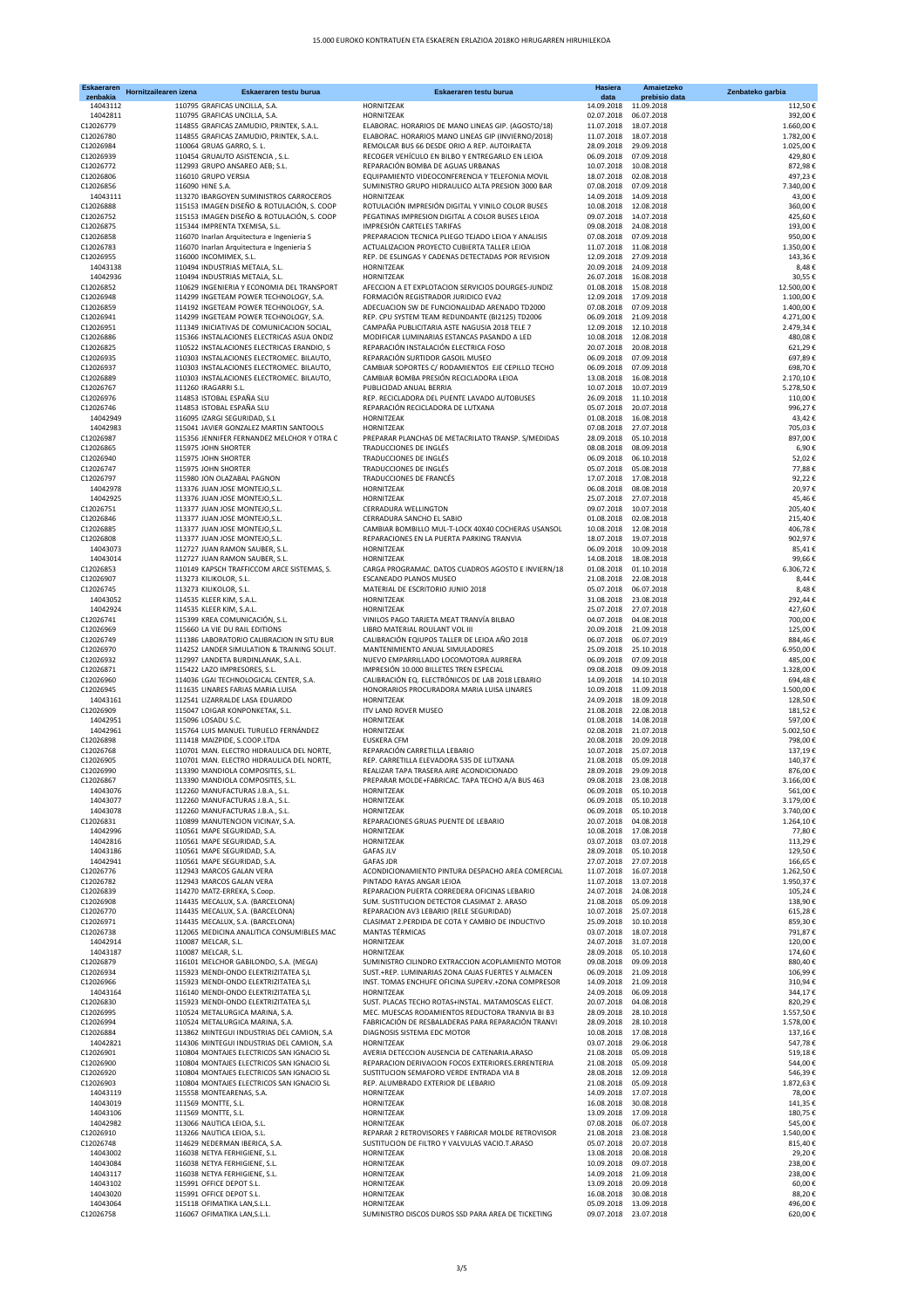# 15.000 EUROKO KONTRATUEN ETA ESKAEREN ERLAZIOA 2018KO HIRUGARREN HIRUHILEKOA

| Eskaeraren zenbakia | Hornitzailearen izena | Eskaeraren testu burua | Hasiera data | Amaietzeko prebisio data | Zenbateko garbia |
|---|---|---|---|---|---|
| 14043112 | 110795 GRAFICAS UNCILLA, S.A. | HORNITZEAK | 14.09.2018 | 11.09.2018 | 112,50 € |
| 14042811 | 110795 GRAFICAS UNCILLA, S.A. | HORNITZEAK | 02.07.2018 | 06.07.2018 | 392,00 € |
| C12026779 | 114855 GRAFICAS ZAMUDIO, PRINTEK, S.A.L. | ELABORAC. HORARIOS DE MANO LINEAS GIP. (AGOSTO/18) | 11.07.2018 | 18.07.2018 | 1.660,00 € |
| C12026780 | 114855 GRAFICAS ZAMUDIO, PRINTEK, S.A.L. | ELABORAC. HORARIOS MANO LINEAS GIP (INVIERNO/2018) | 11.07.2018 | 18.07.2018 | 1.782,00 € |
| C12026984 | 110064 GRUAS GARRO, S. L. | REMOLCAR BUS 66 DESDE ORIO A REP. AUTOIRAETA | 28.09.2018 | 29.09.2018 | 1.025,00 € |
| C12026939 | 110454 GRUAUTO ASISTENCIA , S.L. | RECOGER VEHÍCULO EN BILBO Y ENTREGARLO EN LEIOA | 06.09.2018 | 07.09.2018 | 429,80 € |
| C12026772 | 112993 GRUPO ANSAREO AEB; S.L. | REPARACIÓN BOMBA DE AGUAS URBANAS | 10.07.2018 | 10.08.2018 | 872,98 € |
| C12026806 | 116010 GRUPO VERSIA | EQUIPAMIENTO VIDEOCONFERENCIA Y TELEFONIA MOVIL | 18.07.2018 | 02.08.2018 | 497,23 € |
| C12026856 | 116090 HINE S.A. | SUMINISTRO GRUPO HIDRAULICO ALTA PRESION 3000 BAR | 07.08.2018 | 07.09.2018 | 7.340,00 € |
| 14043111 | 113270 IBARGOYEN SUMINISTROS CARROCEROS | HORNITZEAK | 14.09.2018 | 14.09.2018 | 43,00 € |
| C12026888 | 115153 IMAGEN DISEÑO & ROTULACIÓN, S. COOP | ROTULACIÓN IMPRESIÓN DIGITAL Y VINILO COLOR BUSES | 10.08.2018 | 12.08.2018 | 360,00 € |
| C12026752 | 115153 IMAGEN DISEÑO & ROTULACIÓN, S. COOP | PEGATINAS IMPRESION DIGITAL A COLOR BUSES LEIOA | 09.07.2018 | 14.07.2018 | 425,60 € |
| C12026875 | 115344 IMPRENTA TXEMISA, S.L. | IMPRESIÓN CARTELES TARIFAS | 09.08.2018 | 24.08.2018 | 193,00 € |
| C12026858 | 116070 Inarlan Arquitectura e Ingenieria S | PREPARACION TECNICA PLIEGO TEJADO LEIOA Y ANALISIS | 07.08.2018 | 07.09.2018 | 950,00 € |
| C12026783 | 116070 Inarlan Arquitectura e Ingenieria S | ACTUALIZACION PROYECTO CUBIERTA TALLER LEIOA | 11.07.2018 | 11.08.2018 | 1.350,00 € |
| C12026955 | 116000 INCOMIMEX, S.L. | REP. DE ESLINGAS Y CADENAS DETECTADAS POR REVISION | 12.09.2018 | 27.09.2018 | 143,36 € |
| 14043138 | 110494 INDUSTRIAS METALA, S.L. | HORNITZEAK | 20.09.2018 | 24.09.2018 | 8,48 € |
| 14042936 | 110494 INDUSTRIAS METALA, S.L. | HORNITZEAK | 26.07.2018 | 16.08.2018 | 30,55 € |
| C12026852 | 110629 INGENIERIA Y ECONOMIA DEL TRANSPORT | AFECCION A ET EXPLOTACION SERVICIOS DOURGES-JUNDIZ | 01.08.2018 | 15.08.2018 | 12.500,00 € |
| C12026948 | 114299 INGETEAM POWER TECHNOLOGY, S.A. | FORMACIÓN REGISTRADOR JURIDICO EVA2 | 12.09.2018 | 17.09.2018 | 1.100,00 € |
| C12026859 | 114192 INGETEAM POWER TECHNOLOGY, S.A. | ADECUACION SW DE FUNCIONALIDAD ARENADO TD2000 | 07.08.2018 | 07.09.2018 | 1.400,00 € |
| C12026941 | 114299 INGETEAM POWER TECHNOLOGY, S.A. | REP. CPU SYSTEM TEAM REDUNDANTE (BI2125) TD2006 | 06.09.2018 | 21.09.2018 | 4.271,00 € |
| C12026951 | 111349 INICIATIVAS DE COMUNICACION SOCIAL, | CAMPAÑA PUBLICITARIA ASTE NAGUSIA 2018 TELE 7 | 12.09.2018 | 12.10.2018 | 2.479,34 € |
| C12026886 | 115366 INSTALACIONES ELECTRICAS ASUA ONDIZ | MODIFICAR LUMINARIAS ESTANCAS PASANDO A LED | 10.08.2018 | 12.08.2018 | 480,08 € |
| C12026825 | 110522 INSTALACIONES ELECTRICAS ERANDIO, S | REPARACIÓN INSTALACIÓN ELECTRICA FOSO | 20.07.2018 | 20.08.2018 | 621,29 € |
| C12026935 | 110303 INSTALACIONES ELECTROMEC. BILAUTO, | REPARACIÓN SURTIDOR GASOIL MUSEO | 06.09.2018 | 07.09.2018 | 697,89 € |
| C12026937 | 110303 INSTALACIONES ELECTROMEC. BILAUTO, | CAMBIAR SOPORTES C/ RODAMIENTOS EJE CEPILLO TECHO | 06.09.2018 | 07.09.2018 | 698,70 € |
| C12026889 | 110303 INSTALACIONES ELECTROMEC. BILAUTO, | CAMBIAR BOMBA PRESIÓN RECICLADORA LEIOA | 13.08.2018 | 16.08.2018 | 2.170,10 € |
| C12026767 | 111260 IRAGARRI S.L. | PUBLICIDAD ANUAL BERRIA | 10.07.2018 | 10.07.2019 | 5.278,50 € |
| C12026976 | 114853 ISTOBAL ESPAÑA SLU | REP. RECICLADORA DEL PUENTE LAVADO AUTOBUSES | 26.09.2018 | 11.10.2018 | 110,00 € |
| C12026746 | 114853 ISTOBAL ESPAÑA SLU | REPARACIÓN RECICLADORA DE LUTXANA | 05.07.2018 | 20.07.2018 | 996,27 € |
| 14042949 | 116095 IZARGI SEGURIDAD, S.L | HORNITZEAK | 01.08.2018 | 16.08.2018 | 43,42 € |
| 14042983 | 115041 JAVIER GONZALEZ MARTIN SANTOOLS | HORNITZEAK | 07.08.2018 | 27.07.2018 | 705,03 € |
| C12026987 | 115356 JENNIFER FERNANDEZ MELCHOR Y OTRA C | PREPARAR PLANCHAS DE METACRILATO TRANSP. S/MEDIDAS | 28.09.2018 | 05.10.2018 | 897,00 € |
| C12026865 | 115975 JOHN SHORTER | TRADUCCIONES DE INGLÉS | 08.08.2018 | 08.09.2018 | 6,90 € |
| C12026940 | 115975 JOHN SHORTER | TRADUCCIONES DE INGLÉS | 06.09.2018 | 06.10.2018 | 52,02 € |
| C12026747 | 115975 JOHN SHORTER | TRADUCCIONES DE INGLÉS | 05.07.2018 | 05.08.2018 | 77,88 € |
| C12026797 | 115980 JON OLAZABAL PAGNON | TRADUCCIONES DE FRANCÉS | 17.07.2018 | 17.08.2018 | 92,22 € |
| 14042978 | 113376 JUAN JOSE MONTEJO,S.L. | HORNITZEAK | 06.08.2018 | 08.08.2018 | 20,97 € |
| 14042925 | 113376 JUAN JOSE MONTEJO,S.L. | HORNITZEAK | 25.07.2018 | 27.07.2018 | 45,46 € |
| C12026751 | 113377 JUAN JOSE MONTEJO,S.L. | CERRADURA WELLINGTON | 09.07.2018 | 10.07.2018 | 205,40 € |
| C12026846 | 113377 JUAN JOSE MONTEJO,S.L. | CERRADURA SANCHO EL SABIO | 01.08.2018 | 02.08.2018 | 215,40 € |
| C12026885 | 113377 JUAN JOSE MONTEJO,S.L. | CAMBIAR BOMBILLO MUL-T-LOCK 40X40 COCHERAS USANSOL | 10.08.2018 | 12.08.2018 | 406,78 € |
| C12026808 | 113377 JUAN JOSE MONTEJO,S.L. | REPARACIONES EN LA PUERTA PARKING TRANVIA | 18.07.2018 | 19.07.2018 | 902,97 € |
| 14043073 | 112727 JUAN RAMON SAUBER, S.L. | HORNITZEAK | 06.09.2018 | 10.09.2018 | 85,41 € |
| 14043014 | 112727 JUAN RAMON SAUBER, S.L. | HORNITZEAK | 14.08.2018 | 18.08.2018 | 99,66 € |
| C12026853 | 110149 KAPSCH TRAFFICCOM ARCE SISTEMAS, S. | CARGA PROGRAMAC. DATOS CUADROS AGOSTO E INVIERN/18 | 01.08.2018 | 01.10.2018 | 6.306,72 € |
| C12026907 | 113273 KILIKOLOR, S.L. | ESCANEADO PLANOS MUSEO | 21.08.2018 | 22.08.2018 | 8,44 € |
| C12026745 | 113273 KILIKOLOR, S.L. | MATERIAL DE ESCRITORIO JUNIO 2018 | 05.07.2018 | 06.07.2018 | 8,48 € |
| 14043052 | 114535 KLEER KIM, S.A.L. | HORNITZEAK | 31.08.2018 | 23.08.2018 | 292,44 € |
| 14042924 | 114535 KLEER KIM, S.A.L. | HORNITZEAK | 25.07.2018 | 27.07.2018 | 427,60 € |
| C12026741 | 115399 KREA COMUNICACIÓN, S.L. | VINILOS PAGO TARJETA MEAT TRANVÍA BILBAO | 04.07.2018 | 04.08.2018 | 700,00 € |
| C12026969 | 115660 LA VIE DU RAIL EDITIONS | LIBRO MATERIAL ROULANT VOL III | 20.09.2018 | 21.09.2018 | 125,00 € |
| C12026749 | 111386 LABORATORIO CALIBRACION IN SITU BUR | CALIBRACIÓN EQIUPOS TALLER DE LEIOA AÑO 2018 | 06.07.2018 | 06.07.2019 | 884,46 € |
| C12026970 | 114252 LANDER SIMULATION & TRAINING SOLUT. | MANTENIMIENTO ANUAL SIMULADORES | 25.09.2018 | 25.10.2018 | 6.950,00 € |
| C12026932 | 112997 LANDETA BURDINLANAK, S.A.L. | NUEVO EMPARRILLADO LOCOMOTORA AURRERA | 06.09.2018 | 07.09.2018 | 485,00 € |
| C12026871 | 115422 LAZO IMPRESORES, S.L. | IMPRESIÓN 10.000 BILLETES TREN ESPECIAL | 09.08.2018 | 09.09.2018 | 1.328,00 € |
| C12026960 | 114036 LGAI TECHNOLOGICAL CENTER, S.A. | CALIBRACIÓN EQ. ELECTRÓNICOS DE LAB 2018 LEBARIO | 14.09.2018 | 14.10.2018 | 694,48 € |
| C12026945 | 111635 LINARES FARIAS MARIA LUISA | HONORARIOS PROCURADORA MARIA LUISA LINARES | 10.09.2018 | 11.09.2018 | 1.500,00 € |
| 14043161 | 112541 LIZARRALDE LASA EDUARDO | HORNITZEAK | 24.09.2018 | 18.09.2018 | 128,50 € |
| C12026909 | 115047 LOIGAR KONPONKETAK, S.L. | ITV LAND ROVER MUSEO | 21.08.2018 | 22.08.2018 | 181,52 € |
| 14042951 | 115096 LOSADU S.C. | HORNITZEAK | 01.08.2018 | 14.08.2018 | 597,00 € |
| 14042961 | 115764 LUIS MANUEL TURUELO FERNÁNDEZ | HORNITZEAK | 02.08.2018 | 21.07.2018 | 5.002,50 € |
| C12026898 | 111418 MAIZPIDE, S.COOP.LTDA | EUSKERA CFM | 20.08.2018 | 20.09.2018 | 798,00 € |
| C12026768 | 110701 MAN. ELECTRO HIDRAULICA DEL NORTE, | REPARACIÓN CARRETILLA LEBARIO | 10.07.2018 | 25.07.2018 | 137,19 € |
| C12026905 | 110701 MAN. ELECTRO HIDRAULICA DEL NORTE, | REP. CARRETILLA ELEVADORA 535 DE LUTXANA | 21.08.2018 | 05.09.2018 | 140,37 € |
| C12026990 | 113390 MANDIOLA COMPOSITES, S.L. | REALIZAR TAPA TRASERA AIRE ACONDICIONADO | 28.09.2018 | 29.09.2018 | 876,00 € |
| C12026867 | 113390 MANDIOLA COMPOSITES, S.L. | PREPARAR MOLDE+FABRICAC. TAPA TECHO A/A BUS 463 | 09.08.2018 | 23.08.2018 | 3.166,00 € |
| 14043076 | 112260 MANUFACTURAS J.B.A., S.L. | HORNITZEAK | 06.09.2018 | 05.10.2018 | 561,00 € |
| 14043077 | 112260 MANUFACTURAS J.B.A., S.L. | HORNITZEAK | 06.09.2018 | 05.10.2018 | 3.179,00 € |
| 14043078 | 112260 MANUFACTURAS J.B.A., S.L. | HORNITZEAK | 06.09.2018 | 05.10.2018 | 3.740,00 € |
| C12026831 | 110899 MANUTENCION VICINAY, S.A. | REPARACIONES GRUAS PUENTE DE LEBARIO | 20.07.2018 | 04.08.2018 | 1.264,10 € |
| 14042996 | 110561 MAPE SEGURIDAD, S.A. | HORNITZEAK | 10.08.2018 | 17.08.2018 | 77,80 € |
| 14042816 | 110561 MAPE SEGURIDAD, S.A. | HORNITZEAK | 03.07.2018 | 03.07.2018 | 113,29 € |
| 14043186 | 110561 MAPE SEGURIDAD, S.A. | GAFAS JLV | 28.09.2018 | 05.10.2018 | 129,50 € |
| 14042941 | 110561 MAPE SEGURIDAD, S.A. | GAFAS JDR | 27.07.2018 | 27.07.2018 | 166,65 € |
| C12026776 | 112943 MARCOS GALAN VERA | ACONDICIONAMIENTO PINTURA DESPACHO AREA COMERCIAL | 11.07.2018 | 16.07.2018 | 1.262,50 € |
| C12026782 | 112943 MARCOS GALAN VERA | PINTADO RAYAS ANGAR LEIOA | 11.07.2018 | 13.07.2018 | 1.950,37 € |
| C12026839 | 114270 MATZ-ERREKA, S.Coop. | REPARACION PUERTA CORREDERA OFICINAS LEBARIO | 24.07.2018 | 24.08.2018 | 105,24 € |
| C12026908 | 114435 MECALUX, S.A. (BARCELONA) | SUM. SUSTITUCION DETECTOR CLASIMAT 2. ARASO | 21.08.2018 | 05.09.2018 | 138,90 € |
| C12026770 | 114435 MECALUX, S.A. (BARCELONA) | REPARACION AV3 LEBARIO (RELE SEGURIDAD) | 10.07.2018 | 25.07.2018 | 615,28 € |
| C12026971 | 114435 MECALUX, S.A. (BARCELONA) | CLASIMAT 2.PERDIDA DE COTA Y CAMBIO DE INDUCTIVO | 25.09.2018 | 10.10.2018 | 859,30 € |
| C12026738 | 112065 MEDICINA ANALITICA CONSUMIBLES MAC | MANTAS TÉRMICAS | 03.07.2018 | 18.07.2018 | 791,87 € |
| 14042914 | 110087 MELCAR, S.L. | HORNITZEAK | 24.07.2018 | 31.07.2018 | 120,00 € |
| 14043187 | 110087 MELCAR, S.L. | HORNITZEAK | 28.09.2018 | 05.10.2018 | 174,60 € |
| C12026879 | 116101 MELCHOR GABILONDO, S.A. (MEGA) | SUMINISTRO CILINDRO EXTRACCION ACOPLAMIENTO MOTOR | 09.08.2018 | 09.09.2018 | 880,40 € |
| C12026934 | 115923 MENDI-ONDO ELEKTRIZITATEA S,L | SUST.+REP. LUMINARIAS ZONA CAJAS FUERTES Y ALMACEN | 06.09.2018 | 21.09.2018 | 106,99 € |
| C12026966 | 115923 MENDI-ONDO ELEKTRIZITATEA S,L | INST. TOMAS ENCHUFE OFICINA SUPERV.+ZONA COMPRESOR | 14.09.2018 | 21.09.2018 | 310,94 € |
| 14043164 | 116140 MENDI-ONDO ELEKTRIZITATEA S,L | HORNITZEAK | 24.09.2018 | 06.09.2018 | 344,17 € |
| C12026830 | 115923 MENDI-ONDO ELEKTRIZITATEA S,L | SUST. PLACAS TECHO ROTAS+INSTAL. MATAMOSCAS ELECT. | 20.07.2018 | 04.08.2018 | 820,29 € |
| C12026995 | 110524 METALURGICA MARINA, S.A. | MEC. MUESCAS RODAMIENTOS REDUCTORA TRANVIA BI B3 | 28.09.2018 | 28.10.2018 | 1.557,50 € |
| C12026994 | 110524 METALURGICA MARINA, S.A. | FABRICACIÓN DE RESBALADERAS PARA REPARACIÓN TRANVI | 28.09.2018 | 28.10.2018 | 1.578,00 € |
| C12026884 | 113862 MINTEGUI INDUSTRIAS DEL CAMION, S.A | DIAGNOSIS SISTEMA EDC MOTOR | 10.08.2018 | 17.08.2018 | 137,16 € |
| 14042821 | 114306 MINTEGUI INDUSTRIAS DEL CAMION, S.A | HORNITZEAK | 03.07.2018 | 29.06.2018 | 547,78 € |
| C12026901 | 110804 MONTAJES ELECTRICOS SAN IGNACIO SL | AVERIA DETECCION AUSENCIA DE CATENARIA.ARASO | 21.08.2018 | 05.09.2018 | 519,18 € |
| C12026900 | 110804 MONTAJES ELECTRICOS SAN IGNACIO SL | REPARACION DERIVACION FOCOS EXTERIORES.ERRENTERIA | 21.08.2018 | 05.09.2018 | 544,00 € |
| C12026920 | 110804 MONTAJES ELECTRICOS SAN IGNACIO SL | SUSTITUCION SEMAFORO VERDE ENTRADA VIA 8 | 28.08.2018 | 12.09.2018 | 546,39 € |
| C12026903 | 110804 MONTAJES ELECTRICOS SAN IGNACIO SL | REP. ALUMBRADO EXTERIOR DE LEBARIO | 21.08.2018 | 05.09.2018 | 1.872,63 € |
| 14043119 | 115558 MONTEARENAS, S.A. | HORNITZEAK | 14.09.2018 | 17.07.2018 | 78,00 € |
| 14043019 | 111569 MONTTE, S.L. | HORNITZEAK | 16.08.2018 | 30.08.2018 | 141,35 € |
| 14043106 | 111569 MONTTE, S.L. | HORNITZEAK | 13.09.2018 | 17.09.2018 | 180,75 € |
| 14042982 | 113066 NAUTICA LEIOA, S.L. | HORNITZEAK | 07.08.2018 | 06.07.2018 | 545,00 € |
| C12026910 | 113266 NAUTICA LEIOA, S.L. | REPARAR 2 RETROVISORES Y FABRICAR MOLDE RETROVISOR | 21.08.2018 | 23.08.2018 | 1.540,00 € |
| C12026748 | 114629 NEDERMAN IBERICA, S.A. | SUSTITUCION DE FILTRO Y VALVULAS VACIO.T.ARASO | 05.07.2018 | 20.07.2018 | 815,40 € |
| 14043002 | 116038 NETYA FERHIGIENE, S.L. | HORNITZEAK | 13.08.2018 | 20.08.2018 | 29,20 € |
| 14043084 | 116038 NETYA FERHIGIENE, S.L. | HORNITZEAK | 10.09.2018 | 09.07.2018 | 238,00 € |
| 14043117 | 116038 NETYA FERHIGIENE, S.L. | HORNITZEAK | 14.09.2018 | 21.09.2018 | 238,00 € |
| 14043102 | 115991 OFFICE DEPOT S.L. | HORNITZEAK | 13.09.2018 | 20.09.2018 | 60,00 € |
| 14043020 | 115991 OFFICE DEPOT S.L. | HORNITZEAK | 16.08.2018 | 30.08.2018 | 88,20 € |
| 14043064 | 115118 OFIMATIKA LAN,S.L.L. | HORNITZEAK | 05.09.2018 | 13.09.2018 | 496,00 € |
| C12026758 | 116067 OFIMATIKA LAN,S.L.L. | SUMINISTRO DISCOS DUROS SSD PARA AREA DE TICKETING | 09.07.2018 | 23.07.2018 | 620,00 € |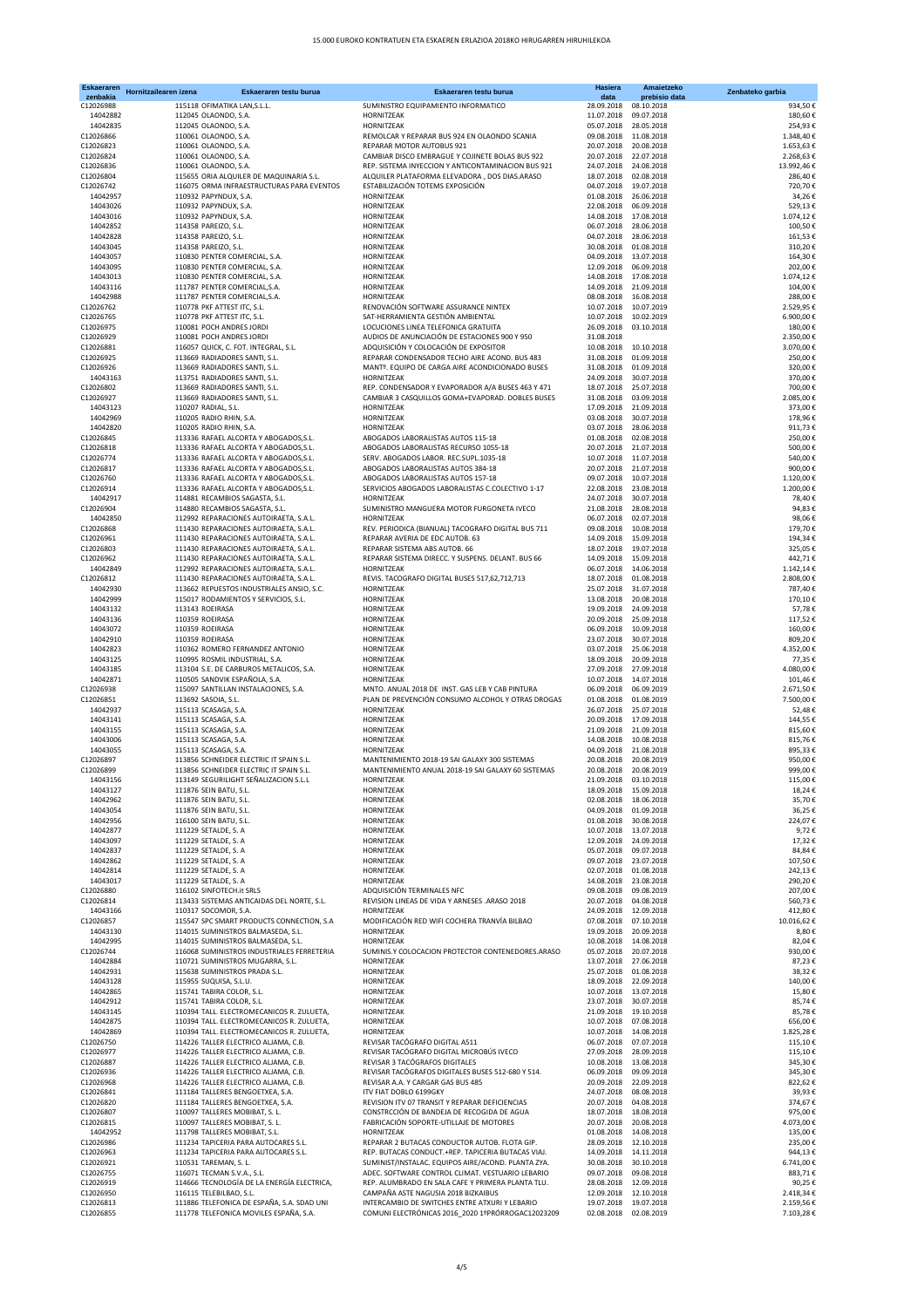# 15.000 EUROKO KONTRATUEN ETA ESKAEREN ERLAZIOA 2018KO HIRUGARREN HIRUHILEKOA

| Eskaeraren zenbakia | Hornitzailearen izena | Eskaeraren testu burua | Hasiera data | Amaietzeko prebisio data | Zenbateko garbia |
|---|---|---|---|---|---|
| C12026988 | 115118 OFIMATIKA LAN,S.L.L. | SUMINISTRO EQUIPAMIENTO INFORMATICO | 28.09.2018 | 08.10.2018 | 934,50 € |
| 14042882 | 112045 OLAONDO, S.A. | HORNITZEAK | 11.07.2018 | 09.07.2018 | 180,60 € |
| 14042835 | 112045 OLAONDO, S.A. | HORNITZEAK | 05.07.2018 | 28.05.2018 | 254,93 € |
| C12026866 | 110061 OLAONDO, S.A. | REMOLCAR Y REPARAR BUS 924 EN OLAONDO SCANIA | 09.08.2018 | 11.08.2018 | 1.348,40 € |
| C12026823 | 110061 OLAONDO, S.A. | REPARAR MOTOR AUTOBUS 921 | 20.07.2018 | 20.08.2018 | 1.653,63 € |
| C12026824 | 110061 OLAONDO, S.A. | CAMBIAR DISCO EMBRAGUE Y COJINETE BOLAS BUS 922 | 20.07.2018 | 22.07.2018 | 2.268,63 € |
| C12026836 | 110061 OLAONDO, S.A. | REP. SISTEMA INYECCION Y ANTICONTAMINACION BUS 921 | 24.07.2018 | 24.08.2018 | 13.992,46 € |
| C12026804 | 115655 ORIA ALQUILER DE MAQUINARIA S.L. | ALQUILER PLATAFORMA ELEVADORA , DOS DIAS.ARASO | 18.07.2018 | 02.08.2018 | 286,40 € |
| C12026742 | 116075 ORMA INFRAESTRUCTURAS PARA EVENTOS | ESTABILIZACIÓN TOTEMS EXPOSICIÓN | 04.07.2018 | 19.07.2018 | 720,70 € |
| 14042957 | 110932 PAPYNDUX, S.A. | HORNITZEAK | 01.08.2018 | 26.06.2018 | 34,26 € |
| 14043026 | 110932 PAPYNDUX, S.A. | HORNITZEAK | 22.08.2018 | 06.09.2018 | 529,13 € |
| 14043016 | 110932 PAPYNDUX, S.A. | HORNITZEAK | 14.08.2018 | 17.08.2018 | 1.074,12 € |
| 14042852 | 114358 PAREIZO, S.L. | HORNITZEAK | 06.07.2018 | 28.06.2018 | 100,50 € |
| 14042828 | 114358 PAREIZO, S.L. | HORNITZEAK | 04.07.2018 | 28.06.2018 | 161,53 € |
| 14043045 | 114358 PAREIZO, S.L. | HORNITZEAK | 30.08.2018 | 01.08.2018 | 310,20 € |
| 14043057 | 110830 PENTER COMERCIAL, S.A. | HORNITZEAK | 04.09.2018 | 13.07.2018 | 164,30 € |
| 14043095 | 110830 PENTER COMERCIAL, S.A. | HORNITZEAK | 12.09.2018 | 06.09.2018 | 202,00 € |
| 14043013 | 110830 PENTER COMERCIAL, S.A. | HORNITZEAK | 14.08.2018 | 17.08.2018 | 1.074,12 € |
| 14043116 | 111787 PENTER COMERCIAL,S.A. | HORNITZEAK | 14.09.2018 | 21.09.2018 | 104,00 € |
| 14042988 | 111787 PENTER COMERCIAL,S.A. | HORNITZEAK | 08.08.2018 | 16.08.2018 | 288,00 € |
| C12026762 | 110778 PKF ATTEST ITC, S.L. | RENOVACIÓN SOFTWARE ASSURANCE NINTEX | 10.07.2018 | 10.07.2019 | 2.529,95 € |
| C12026765 | 110778 PKF ATTEST ITC, S.L. | SAT-HERRAMIENTA GESTIÓN AMBIENTAL | 10.07.2018 | 10.02.2019 | 6.900,00 € |
| C12026975 | 110081 POCH ANDRES JORDI | LOCUCIONES LINEA TELEFONICA GRATUITA | 26.09.2018 | 03.10.2018 | 180,00 € |
| C12026929 | 110081 POCH ANDRES JORDI | AUDIOS DE ANUNCIACIÓN DE ESTACIONES 900 Y 950 | 31.08.2018 | | 2.350,00 € |
| C12026881 | 116057 QUICK, C. FOT. INTEGRAL, S.L. | ADQUISICIÓN Y COLOCACIÓN DE EXPOSITOR | 10.08.2018 | 10.10.2018 | 3.070,00 € |
| C12026925 | 113669 RADIADORES SANTI, S.L. | REPARAR CONDENSADOR TECHO AIRE ACOND. BUS 483 | 31.08.2018 | 01.09.2018 | 250,00 € |
| C12026926 | 113669 RADIADORES SANTI, S.L. | MANTº. EQUIPO DE CARGA AIRE ACONDICIONADO BUSES | 31.08.2018 | 01.09.2018 | 320,00 € |
| 14043163 | 113751 RADIADORES SANTI, S.L. | HORNITZEAK | 24.09.2018 | 30.07.2018 | 370,00 € |
| C12026802 | 113669 RADIADORES SANTI, S.L. | REP. CONDENSADOR Y EVAPORADOR A/A BUSES 463 Y 471 | 18.07.2018 | 25.07.2018 | 700,00 € |
| C12026927 | 113669 RADIADORES SANTI, S.L. | CAMBIAR 3 CASQUILLOS GOMA+EVAPORAD. DOBLES BUSES | 31.08.2018 | 03.09.2018 | 2.085,00 € |
| 14043123 | 110207 RADIAL, S.L. | HORNITZEAK | 17.09.2018 | 21.09.2018 | 373,00 € |
| 14042969 | 110205 RADIO RHIN, S.A. | HORNITZEAK | 03.08.2018 | 30.07.2018 | 178,96 € |
| 14042820 | 110205 RADIO RHIN, S.A. | HORNITZEAK | 03.07.2018 | 28.06.2018 | 911,73 € |
| C12026845 | 113336 RAFAEL ALCORTA Y ABOGADOS,S.L. | ABOGADOS LABORALISTAS AUTOS 115-18 | 01.08.2018 | 02.08.2018 | 250,00 € |
| C12026818 | 113336 RAFAEL ALCORTA Y ABOGADOS,S.L. | ABOGADOS LABORALISTAS RECURSO 1055-18 | 20.07.2018 | 21.07.2018 | 500,00 € |
| C12026774 | 113336 RAFAEL ALCORTA Y ABOGADOS,S.L. | SERV. ABOGADOS LABOR. REC.SUPL.1035-18 | 10.07.2018 | 11.07.2018 | 540,00 € |
| C12026817 | 113336 RAFAEL ALCORTA Y ABOGADOS,S.L. | ABOGADOS LABORALISTAS AUTOS 384-18 | 20.07.2018 | 21.07.2018 | 900,00 € |
| C12026760 | 113336 RAFAEL ALCORTA Y ABOGADOS,S.L. | ABOGADOS LABORALISTAS AUTOS 157-18 | 09.07.2018 | 10.07.2018 | 1.120,00 € |
| C12026914 | 113336 RAFAEL ALCORTA Y ABOGADOS,S.L. | SERVICIOS ABOGADOS LABORALISTAS C.COLECTIVO 1-17 | 22.08.2018 | 23.08.2018 | 1.200,00 € |
| 14042917 | 114881 RECAMBIOS SAGASTA, S.L. | HORNITZEAK | 24.07.2018 | 30.07.2018 | 78,40 € |
| C12026904 | 114880 RECAMBIOS SAGASTA, S.L. | SUMINISTRO MANGUERA MOTOR FURGONETA IVECO | 21.08.2018 | 28.08.2018 | 94,83 € |
| 14042850 | 112992 REPARACIONES AUTOIRAETA, S.A.L. | HORNITZEAK | 06.07.2018 | 02.07.2018 | 98,06 € |
| C12026868 | 111430 REPARACIONES AUTOIRAETA, S.A.L. | REV. PERIODICA (BIANUAL) TACOGRAFO DIGITAL BUS 711 | 09.08.2018 | 10.08.2018 | 179,70 € |
| C12026961 | 111430 REPARACIONES AUTOIRAETA, S.A.L. | REPARAR AVERIA DE EDC AUTOB. 63 | 14.09.2018 | 15.09.2018 | 194,34 € |
| C12026803 | 111430 REPARACIONES AUTOIRAETA, S.A.L. | REPARAR SISTEMA ABS AUTOB. 66 | 18.07.2018 | 19.07.2018 | 325,05 € |
| C12026962 | 111430 REPARACIONES AUTOIRAETA, S.A.L. | REPARAR SISTEMA DIRECC. Y SUSPENS. DELANT. BUS 66 | 14.09.2018 | 15.09.2018 | 442,71 € |
| 14042849 | 112992 REPARACIONES AUTOIRAETA, S.A.L. | HORNITZEAK | 06.07.2018 | 14.06.2018 | 1.142,14 € |
| C12026812 | 111430 REPARACIONES AUTOIRAETA, S.A.L. | REVIS. TACOGRAFO DIGITAL BUSES 517,62,712,713 | 18.07.2018 | 01.08.2018 | 2.808,00 € |
| 14042930 | 113662 REPUESTOS INDUSTRIALES ANSIO, S.C. | HORNITZEAK | 25.07.2018 | 31.07.2018 | 787,40 € |
| 14042999 | 115017 RODAMIENTOS Y SERVICIOS, S.L. | HORNITZEAK | 13.08.2018 | 20.08.2018 | 170,10 € |
| 14043132 | 113143 ROEIRASA | HORNITZEAK | 19.09.2018 | 24.09.2018 | 57,78 € |
| 14043136 | 110359 ROEIRASA | HORNITZEAK | 20.09.2018 | 25.09.2018 | 117,52 € |
| 14043072 | 110359 ROEIRASA | HORNITZEAK | 06.09.2018 | 10.09.2018 | 160,00 € |
| 14042910 | 110359 ROEIRASA | HORNITZEAK | 23.07.2018 | 30.07.2018 | 809,20 € |
| 14042823 | 110362 ROMERO FERNANDEZ ANTONIO | HORNITZEAK | 03.07.2018 | 25.06.2018 | 4.352,00 € |
| 14043125 | 110995 ROSMIL INDUSTRIAL, S.A. | HORNITZEAK | 18.09.2018 | 20.09.2018 | 77,35 € |
| 14043185 | 113104 S.E. DE CARBUROS METALICOS, S.A. | HORNITZEAK | 27.09.2018 | 27.09.2018 | 4.080,00 € |
| 14042871 | 110505 SANDVIK ESPAÑOLA, S.A. | HORNITZEAK | 10.07.2018 | 14.07.2018 | 101,46 € |
| C12026938 | 115097 SANTILLAN INSTALACIONES, S.A. | MNTO. ANUAL 2018 DE INST. GAS LEB Y CAB PINTURA | 06.09.2018 | 06.09.2019 | 2.671,50 € |
| C12026851 | 113692 SASOIA, S.L. | PLAN DE PREVENCIÓN CONSUMO ALCOHOL Y OTRAS DROGAS | 01.08.2018 | 01.08.2019 | 7.500,00 € |
| 14042937 | 115113 SCASAGA, S.A. | HORNITZEAK | 26.07.2018 | 25.07.2018 | 52,48 € |
| 14043141 | 115113 SCASAGA, S.A. | HORNITZEAK | 20.09.2018 | 17.09.2018 | 144,55 € |
| 14043155 | 115113 SCASAGA, S.A. | HORNITZEAK | 21.09.2018 | 21.09.2018 | 815,60 € |
| 14043006 | 115113 SCASAGA, S.A. | HORNITZEAK | 14.08.2018 | 10.08.2018 | 815,76 € |
| 14043055 | 115113 SCASAGA, S.A. | HORNITZEAK | 04.09.2018 | 21.08.2018 | 895,33 € |
| C12026897 | 113856 SCHNEIDER ELECTRIC IT SPAIN S.L. | MANTENIMIENTO 2018-19 SAI GALAXY 300 SISTEMAS | 20.08.2018 | 20.08.2019 | 950,00 € |
| C12026899 | 113856 SCHNEIDER ELECTRIC IT SPAIN S.L. | MANTENIMIENTO ANUAL 2018-19 SAI GALAXY 60 SISTEMAS | 20.08.2018 | 20.08.2019 | 999,00 € |
| 14043156 | 113149 SEGURILIGHT SEÑALIZACION S.L.L | HORNITZEAK | 21.09.2018 | 03.10.2018 | 115,00 € |
| 14043127 | 111876 SEIN BATU, S.L. | HORNITZEAK | 18.09.2018 | 15.09.2018 | 18,24 € |
| 14042962 | 111876 SEIN BATU, S.L. | HORNITZEAK | 02.08.2018 | 18.06.2018 | 35,70 € |
| 14043054 | 111876 SEIN BATU, S.L. | HORNITZEAK | 04.09.2018 | 01.09.2018 | 36,25 € |
| 14042956 | 116100 SEIN BATU, S.L. | HORNITZEAK | 01.08.2018 | 30.08.2018 | 224,07 € |
| 14042877 | 111229 SETALDE, S. A | HORNITZEAK | 10.07.2018 | 13.07.2018 | 9,72 € |
| 14043097 | 111229 SETALDE, S. A | HORNITZEAK | 12.09.2018 | 24.09.2018 | 17,32 € |
| 14042837 | 111229 SETALDE, S. A | HORNITZEAK | 05.07.2018 | 09.07.2018 | 84,84 € |
| 14042862 | 111229 SETALDE, S. A | HORNITZEAK | 09.07.2018 | 23.07.2018 | 107,50 € |
| 14042814 | 111229 SETALDE, S. A | HORNITZEAK | 02.07.2018 | 01.08.2018 | 242,13 € |
| 14043017 | 111229 SETALDE, S. A | HORNITZEAK | 14.08.2018 | 23.08.2018 | 290,20 € |
| C12026880 | 116102 SINFOTECH.it SRLS | ADQUISICIÓN TERMINALES NFC | 09.08.2018 | 09.08.2019 | 207,00 € |
| C12026814 | 113433 SISTEMAS ANTICAIDAS DEL NORTE, S.L. | REVISION LINEAS DE VIDA Y ARNESES .ARASO 2018 | 20.07.2018 | 04.08.2018 | 560,73 € |
| 14043166 | 110317 SOCOMOR, S.A. | HORNITZEAK | 24.09.2018 | 12.09.2018 | 412,80 € |
| C12026857 | 115547 SPC SMART PRODUCTS CONNECTION, S.A | MODIFICACIÓN RED WIFI COCHERA TRANVÍA BILBAO | 07.08.2018 | 07.10.2018 | 10.016,62 € |
| 14043130 | 114015 SUMINISTROS BALMASEDA, S.L. | HORNITZEAK | 19.09.2018 | 20.09.2018 | 8,80 € |
| 14042995 | 114015 SUMINISTROS BALMASEDA, S.L. | HORNITZEAK | 10.08.2018 | 14.08.2018 | 82,04 € |
| C12026744 | 116068 SUMINISTROS INDUSTRIALES FERRETERIA | SUMINIS.Y COLOCACION PROTECTOR CONTENEDORES.ARASO | 05.07.2018 | 20.07.2018 | 930,00 € |
| 14042884 | 110721 SUMINISTROS MUGARRA, S.L. | HORNITZEAK | 13.07.2018 | 27.06.2018 | 87,23 € |
| 14042931 | 115638 SUMINISTROS PRADA S.L. | HORNITZEAK | 25.07.2018 | 01.08.2018 | 38,32 € |
| 14043128 | 115955 SUQUISA, S.L.U. | HORNITZEAK | 18.09.2018 | 22.09.2018 | 140,00 € |
| 14042865 | 115741 TABIRA COLOR, S.L. | HORNITZEAK | 10.07.2018 | 13.07.2018 | 15,80 € |
| 14042912 | 115741 TABIRA COLOR, S.L. | HORNITZEAK | 23.07.2018 | 30.07.2018 | 85,74 € |
| 14043145 | 110394 TALL. ELECTROMECANICOS R. ZULUETA, | HORNITZEAK | 21.09.2018 | 19.10.2018 | 85,78 € |
| 14042875 | 110394 TALL. ELECTROMECANICOS R. ZULUETA, | HORNITZEAK | 10.07.2018 | 07.08.2018 | 656,00 € |
| 14042869 | 110394 TALL. ELECTROMECANICOS R. ZULUETA, | HORNITZEAK | 10.07.2018 | 14.08.2018 | 1.825,28 € |
| C12026750 | 114226 TALLER ELECTRICO ALJAMA, C.B. | REVISAR TACÓGRAFO DIGITAL A511 | 06.07.2018 | 07.07.2018 | 115,10 € |
| C12026977 | 114226 TALLER ELECTRICO ALJAMA, C.B. | REVISAR TACÓGRAFO DIGITAL MICROBÚS IVECO | 27.09.2018 | 28.09.2018 | 115,10 € |
| C12026887 | 114226 TALLER ELECTRICO ALJAMA, C.B. | REVISAR 3 TACÓGRAFOS DIGITALES | 10.08.2018 | 13.08.2018 | 345,30 € |
| C12026936 | 114226 TALLER ELECTRICO ALJAMA, C.B. | REVISAR TACÓGRAFOS DIGITALES BUSES 512-680 Y 514. | 06.09.2018 | 09.09.2018 | 345,30 € |
| C12026968 | 114226 TALLER ELECTRICO ALJAMA, C.B. | REVISAR A.A. Y CARGAR GAS BUS 485 | 20.09.2018 | 22.09.2018 | 822,62 € |
| C12026841 | 111184 TALLERES BENGOETXEA, S.A. | ITV FIAT DOBLO 6199GKY | 24.07.2018 | 08.08.2018 | 39,93 € |
| C12026820 | 111184 TALLERES BENGOETXEA, S.A. | REVISION ITV 07 TRANSIT Y REPARAR DEFICIENCIAS | 20.07.2018 | 04.08.2018 | 374,67 € |
| C12026807 | 110097 TALLERES MOBIBAT, S. L. | CONSTRCCIÓN DE BANDEJA DE RECOGIDA DE AGUA | 18.07.2018 | 18.08.2018 | 975,00 € |
| C12026815 | 110097 TALLERES MOBIBAT, S. L. | FABRICACIÓN SOPORTE-UTILLAJE DE MOTORES | 20.07.2018 | 20.08.2018 | 4.073,00 € |
| 14042952 | 111798 TALLERES MOBIBAT, S.L. | HORNITZEAK | 01.08.2018 | 14.08.2018 | 135,00 € |
| C12026986 | 111234 TAPICERIA PARA AUTOCARES S.L. | REPARAR 2 BUTACAS CONDUCTOR AUTOB. FLOTA GIP. | 28.09.2018 | 12.10.2018 | 235,00 € |
| C12026963 | 111234 TAPICERIA PARA AUTOCARES S.L. | REP. BUTACAS CONDUCT.+REP. TAPICERIA BUTACAS VIAJ. | 14.09.2018 | 14.11.2018 | 944,13 € |
| C12026921 | 110531 TAREMAN, S. L. | SUMINIST/INSTALAC. EQUIPOS AIRE/ACOND. PLANTA ZYA. | 30.08.2018 | 30.10.2018 | 6.741,00 € |
| C12026755 | 116071 TECMAN S.V.A., S.L. | ADEC. SOFTWARE CONTROL CLIMAT. VESTUARIO LEBARIO | 09.07.2018 | 09.08.2018 | 883,71 € |
| C12026919 | 114666 TECNOLOGÍA DE LA ENERGÍA ELECTRICA, | REP. ALUMBRADO EN SALA CAFE Y PRIMERA PLANTA TLU. | 28.08.2018 | 12.09.2018 | 90,25 € |
| C12026950 | 116115 TELEBILBAO, S.L. | CAMPAÑA ASTE NAGUSIA 2018 BIZKAIBUS | 12.09.2018 | 12.10.2018 | 2.418,34 € |
| C12026813 | 111886 TELEFONICA DE ESPAÑA, S.A. SDAD UNI | INTERCAMBIO DE SWITCHES ENTRE ATXURI Y LEBARIO | 19.07.2018 | 19.07.2018 | 2.159,56 € |
| C12026855 | 111778 TELEFONICA MOVILES ESPAÑA, S.A. | COMUNI ELECTRÓNICAS 2016_2020 1ºPRÓRROGAC12023209 | 02.08.2018 | 02.08.2019 | 7.103,28 € |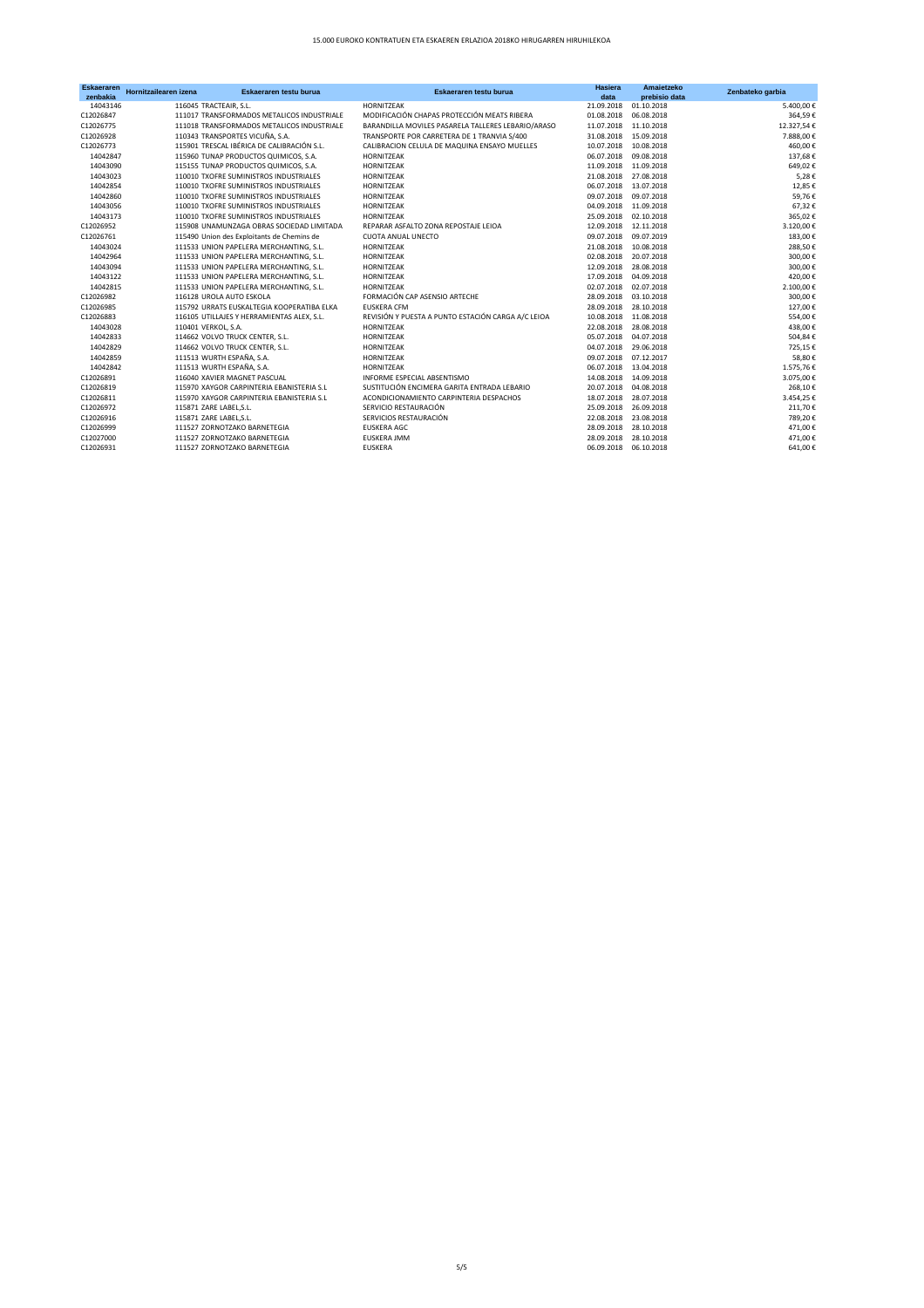15.000 EUROKO KONTRATUEN ETA ESKAEREN ERLAZIOA 2018KO HIRUGARREN HIRUHILEKOA

| Eskaeraren zenbakia | Hornitzailearen izena | Eskaeraren testu burua | Eskaeraren testu burua | Hasiera data | Amaietzeko prebisio data | Zenbateko garbia |
|---|---|---|---|---|---|---|
| 14043146 | 116045 | TRACTEAIR, S.L. | HORNITZEAK | 21.09.2018 | 01.10.2018 | 5.400,00 € |
| C12026847 | 111017 | TRANSFORMADOS METALICOS INDUSTRIALE | MODIFICACIÓN CHAPAS PROTECCIÓN MEATS RIBERA | 01.08.2018 | 06.08.2018 | 364,59 € |
| C12026775 | 111018 | TRANSFORMADOS METALICOS INDUSTRIALE | BARANDILLA MOVILES PASARELA TALLERES LEBARIO/ARASO | 11.07.2018 | 11.10.2018 | 12.327,54 € |
| C12026928 | 110343 | TRANSPORTES VICUÑA, S.A. | TRANSPORTE POR CARRETERA DE 1 TRANVIA S/400 | 31.08.2018 | 15.09.2018 | 7.888,00 € |
| C12026773 | 115901 | TRESCAL IBÉRICA DE CALIBRACIÓN S.L. | CALIBRACION CELULA DE MAQUINA ENSAYO MUELLES | 10.07.2018 | 10.08.2018 | 460,00 € |
| 14042847 | 115960 | TUNAP PRODUCTOS QUIMICOS, S.A. | HORNITZEAK | 06.07.2018 | 09.08.2018 | 137,68 € |
| 14043090 | 115155 | TUNAP PRODUCTOS QUIMICOS, S.A. | HORNITZEAK | 11.09.2018 | 11.09.2018 | 649,02 € |
| 14043023 | 110010 | TXOFRE SUMINISTROS INDUSTRIALES | HORNITZEAK | 21.08.2018 | 27.08.2018 | 5,28 € |
| 14042854 | 110010 | TXOFRE SUMINISTROS INDUSTRIALES | HORNITZEAK | 06.07.2018 | 13.07.2018 | 12,85 € |
| 14042860 | 110010 | TXOFRE SUMINISTROS INDUSTRIALES | HORNITZEAK | 09.07.2018 | 09.07.2018 | 59,76 € |
| 14043056 | 110010 | TXOFRE SUMINISTROS INDUSTRIALES | HORNITZEAK | 04.09.2018 | 11.09.2018 | 67,32 € |
| 14043173 | 110010 | TXOFRE SUMINISTROS INDUSTRIALES | HORNITZEAK | 25.09.2018 | 02.10.2018 | 365,02 € |
| C12026952 | 115908 | UNAMUNZAGA OBRAS SOCIEDAD LIMITADA | REPARAR ASFALTO ZONA REPOSTAJE LEIOA | 12.09.2018 | 12.11.2018 | 3.120,00 € |
| C12026761 | 115490 | Union des Exploitants de Chemins de | CUOTA ANUAL UNECTO | 09.07.2018 | 09.07.2019 | 183,00 € |
| 14043024 | 111533 | UNION PAPELERA MERCHANTING, S.L. | HORNITZEAK | 21.08.2018 | 10.08.2018 | 288,50 € |
| 14042964 | 111533 | UNION PAPELERA MERCHANTING, S.L. | HORNITZEAK | 02.08.2018 | 20.07.2018 | 300,00 € |
| 14043094 | 111533 | UNION PAPELERA MERCHANTING, S.L. | HORNITZEAK | 12.09.2018 | 28.08.2018 | 300,00 € |
| 14043122 | 111533 | UNION PAPELERA MERCHANTING, S.L. | HORNITZEAK | 17.09.2018 | 04.09.2018 | 420,00 € |
| 14042815 | 111533 | UNION PAPELERA MERCHANTING, S.L. | HORNITZEAK | 02.07.2018 | 02.07.2018 | 2.100,00 € |
| C12026982 | 116128 | UROLA AUTO ESKOLA | FORMACIÓN CAP ASENSIO ARTECHE | 28.09.2018 | 03.10.2018 | 300,00 € |
| C12026985 | 115792 | URRATS EUSKALTEGIA KOOPERATIBA ELKA | EUSKERA CFM | 28.09.2018 | 28.10.2018 | 127,00 € |
| C12026883 | 116105 | UTILLAJES Y HERRAMIENTAS ALEX, S.L. | REVISIÓN Y PUESTA A PUNTO ESTACIÓN CARGA A/C LEIOA | 10.08.2018 | 11.08.2018 | 554,00 € |
| 14043028 | 110401 | VERKOL, S.A. | HORNITZEAK | 22.08.2018 | 28.08.2018 | 438,00 € |
| 14042833 | 114662 | VOLVO TRUCK CENTER, S.L. | HORNITZEAK | 05.07.2018 | 04.07.2018 | 504,84 € |
| 14042829 | 114662 | VOLVO TRUCK CENTER, S.L. | HORNITZEAK | 04.07.2018 | 29.06.2018 | 725,15 € |
| 14042859 | 111513 | WURTH ESPAÑA, S.A. | HORNITZEAK | 09.07.2018 | 07.12.2017 | 58,80 € |
| 14042842 | 111513 | WURTH ESPAÑA, S.A. | HORNITZEAK | 06.07.2018 | 13.04.2018 | 1.575,76 € |
| C12026891 | 116040 | XAVIER MAGNET PASCUAL | INFORME ESPECIAL ABSENTISMO | 14.08.2018 | 14.09.2018 | 3.075,00 € |
| C12026819 | 115970 | XAYGOR CARPINTERIA EBANISTERIA S.L | SUSTITUCIÓN ENCIMERA GARITA ENTRADA LEBARIO | 20.07.2018 | 04.08.2018 | 268,10 € |
| C12026811 | 115970 | XAYGOR CARPINTERIA EBANISTERIA S.L | ACONDICIONAMIENTO CARPINTERIA DESPACHOS | 18.07.2018 | 28.07.2018 | 3.454,25 € |
| C12026972 | 115871 | ZARE LABEL,S.L. | SERVICIO RESTAURACIÓN | 25.09.2018 | 26.09.2018 | 211,70 € |
| C12026916 | 115871 | ZARE LABEL,S.L. | SERVICIOS RESTAURACIÓN | 22.08.2018 | 23.08.2018 | 789,20 € |
| C12026999 | 111527 | ZORNOTZAKO BARNETEGIA | EUSKERA AGC | 28.09.2018 | 28.10.2018 | 471,00 € |
| C12027000 | 111527 | ZORNOTZAKO BARNETEGIA | EUSKERA JMM | 28.09.2018 | 28.10.2018 | 471,00 € |
| C12026931 | 111527 | ZORNOTZAKO BARNETEGIA | EUSKERA | 06.09.2018 | 06.10.2018 | 641,00 € |